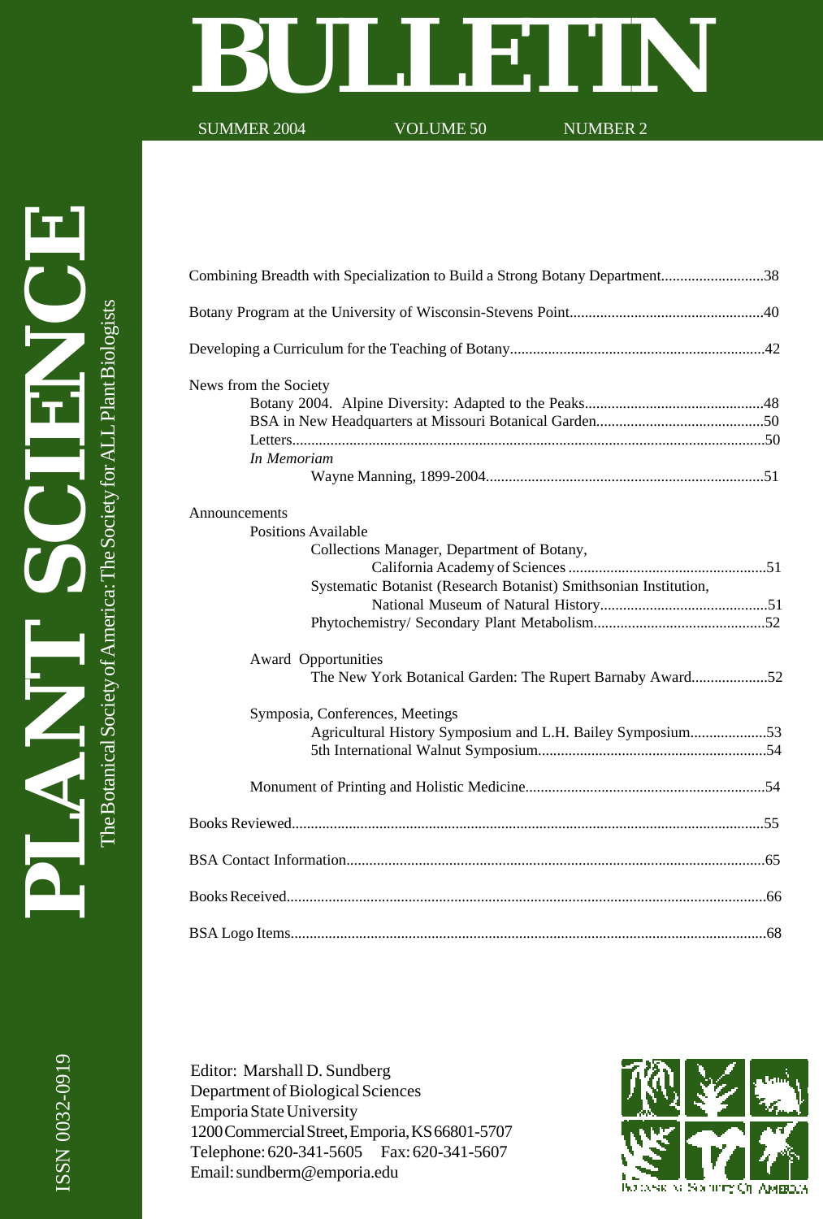# PLANT SCIENCE BULLETIN

The Botanical Society of America: The Society for ALL Plant Biologists

SUMMER 2004 VOLUME 50 NUMBER 2

ISSN 0032-0919

Combining Breadth with Specialization to Build a Strong Botany Department...........................38

Botany Program at the University of Wisconsin-Stevens Point...................................................40

Developing a Curriculum for the Teaching of Botany...................................................................42

News from the Society
- Botany 2004. Alpine Diversity: Adapted to the Peaks...............................................48
- BSA in New Headquarters at Missouri Botanical Garden............................................50
- Letters............................................................................................................................50
- *In Memoriam*
  - Wayne Manning, 1899-2004.........................................................................51

Announcements
- Positions Available
  - Collections Manager, Department of Botany, California Academy of Sciences ....................................................51
  - Systematic Botanist (Research Botanist) Smithsonian Institution, National Museum of Natural History............................................51
  - Phytochemistry/ Secondary Plant Metabolism.............................................52
- Award Opportunities
  - The New York Botanical Garden: The Rupert Barnaby Award....................52
- Symposia, Conferences, Meetings
  - Agricultural History Symposium and L.H. Bailey Symposium....................53
  - 5th International Walnut Symposium............................................................54
- Monument of Printing and Holistic Medicine...............................................................54

Books Reviewed...........................................................................................................................55

BSA Contact Information.............................................................................................................65

Books Received.............................................................................................................................66

BSA Logo Items............................................................................................................................68

Editor: Marshall D. Sundberg
Department of Biological Sciences
Emporia State University
1200 Commercial Street, Emporia, KS 66801-5707
Telephone: 620-341-5605 Fax: 620-341-5607
Email: sundberm@emporia.edu

Botanical Society of America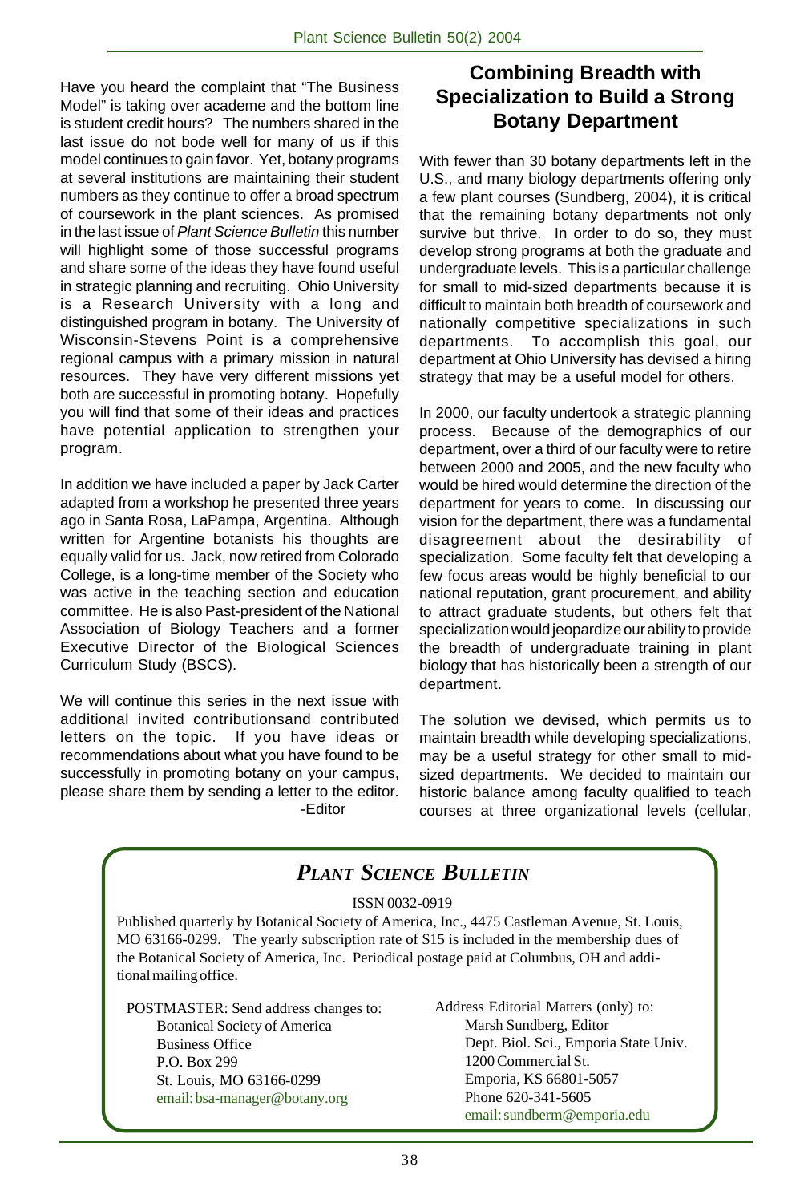Have you heard the complaint that "The Business Model" is taking over academe and the bottom line is student credit hours? The numbers shared in the last issue do not bode well for many of us if this model continues to gain favor. Yet, botany programs at several institutions are maintaining their student numbers as they continue to offer a broad spectrum of coursework in the plant sciences. As promised in the last issue of *Plant Science Bulletin* this number will highlight some of those successful programs and share some of the ideas they have found useful in strategic planning and recruiting. Ohio University is a Research University with a long and distinguished program in botany. The University of Wisconsin-Stevens Point is a comprehensive regional campus with a primary mission in natural resources. They have very different missions yet both are successful in promoting botany. Hopefully you will find that some of their ideas and practices have potential application to strengthen your program.

In addition we have included a paper by Jack Carter adapted from a workshop he presented three years ago in Santa Rosa, LaPampa, Argentina. Although written for Argentine botanists his thoughts are equally valid for us. Jack, now retired from Colorado College, is a long-time member of the Society who was active in the teaching section and education committee. He is also Past-president of the National Association of Biology Teachers and a former Executive Director of the Biological Sciences Curriculum Study (BSCS).

We will continue this series in the next issue with additional invited contributionsand contributed letters on the topic. If you have ideas or recommendations about what you have found to be successfully in promoting botany on your campus, please share them by sending a letter to the editor.

-Editor

## Combining Breadth with Specialization to Build a Strong Botany Department

With fewer than 30 botany departments left in the U.S., and many biology departments offering only a few plant courses (Sundberg, 2004), it is critical that the remaining botany departments not only survive but thrive. In order to do so, they must develop strong programs at both the graduate and undergraduate levels. This is a particular challenge for small to mid-sized departments because it is difficult to maintain both breadth of coursework and nationally competitive specializations in such departments. To accomplish this goal, our department at Ohio University has devised a hiring strategy that may be a useful model for others.

In 2000, our faculty undertook a strategic planning process. Because of the demographics of our department, over a third of our faculty were to retire between 2000 and 2005, and the new faculty who would be hired would determine the direction of the department for years to come. In discussing our vision for the department, there was a fundamental disagreement about the desirability of specialization. Some faculty felt that developing a few focus areas would be highly beneficial to our national reputation, grant procurement, and ability to attract graduate students, but others felt that specialization would jeopardize our ability to provide the breadth of undergraduate training in plant biology that has historically been a strength of our department.

The solution we devised, which permits us to maintain breadth while developing specializations, may be a useful strategy for other small to mid-sized departments. We decided to maintain our historic balance among faculty qualified to teach courses at three organizational levels (cellular,

## *PLANT SCIENCE BULLETIN*

ISSN 0032-0919

Published quarterly by Botanical Society of America, Inc., 4475 Castleman Avenue, St. Louis, MO 63166-0299. The yearly subscription rate of $15 is included in the membership dues of the Botanical Society of America, Inc. Periodical postage paid at Columbus, OH and additional mailing office.

POSTMASTER: Send address changes to:
Botanical Society of America
Business Office
P.O. Box 299
St. Louis, MO 63166-0299
email: bsa-manager@botany.org

Address Editorial Matters (only) to:
Marsh Sundberg, Editor
Dept. Biol. Sci., Emporia State Univ.
1200 Commercial St.
Emporia, KS 66801-5057
Phone 620-341-5605
email: sundberm@emporia.edu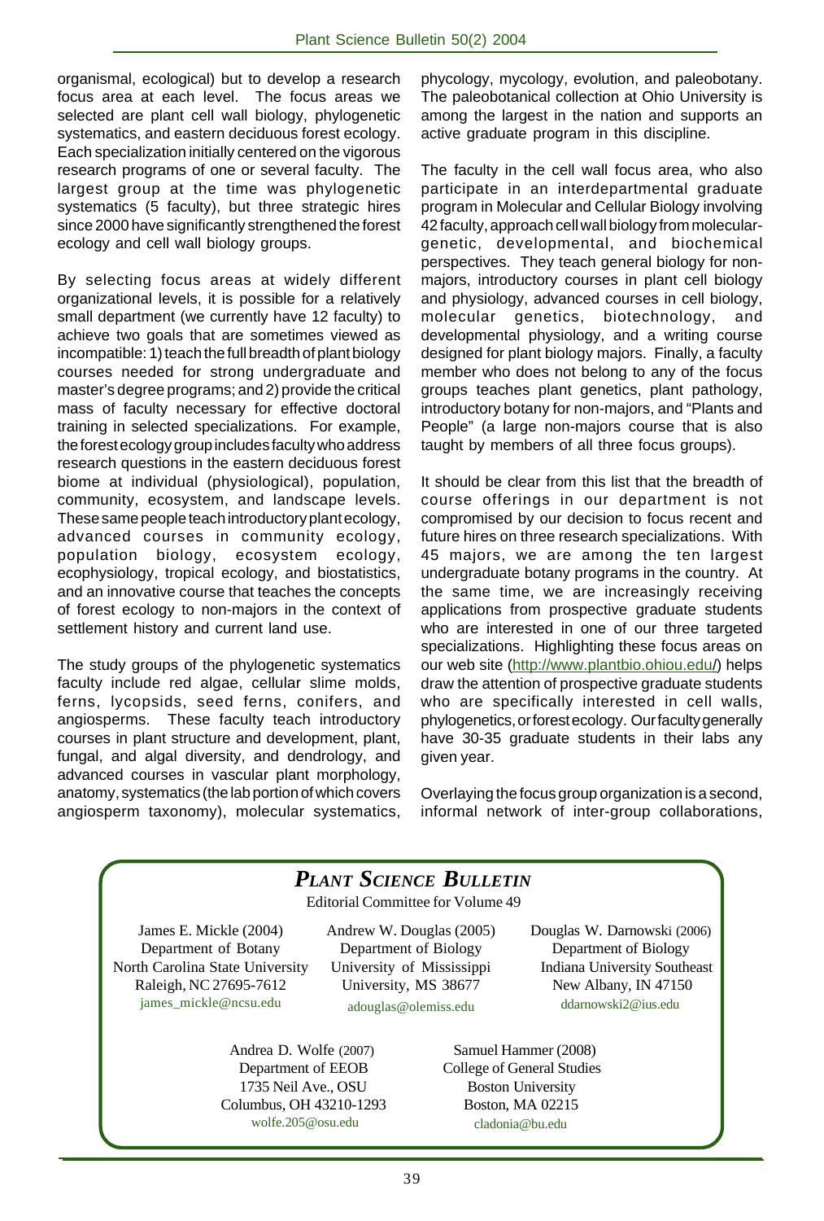organismal, ecological) but to develop a research focus area at each level. The focus areas we selected are plant cell wall biology, phylogenetic systematics, and eastern deciduous forest ecology. Each specialization initially centered on the vigorous research programs of one or several faculty. The largest group at the time was phylogenetic systematics (5 faculty), but three strategic hires since 2000 have significantly strengthened the forest ecology and cell wall biology groups.

By selecting focus areas at widely different organizational levels, it is possible for a relatively small department (we currently have 12 faculty) to achieve two goals that are sometimes viewed as incompatible: 1) teach the full breadth of plant biology courses needed for strong undergraduate and master's degree programs; and 2) provide the critical mass of faculty necessary for effective doctoral training in selected specializations. For example, the forest ecology group includes faculty who address research questions in the eastern deciduous forest biome at individual (physiological), population, community, ecosystem, and landscape levels. These same people teach introductory plant ecology, advanced courses in community ecology, population biology, ecosystem ecology, ecophysiology, tropical ecology, and biostatistics, and an innovative course that teaches the concepts of forest ecology to non-majors in the context of settlement history and current land use.

The study groups of the phylogenetic systematics faculty include red algae, cellular slime molds, ferns, lycopsids, seed ferns, conifers, and angiosperms. These faculty teach introductory courses in plant structure and development, plant, fungal, and algal diversity, and dendrology, and advanced courses in vascular plant morphology, anatomy, systematics (the lab portion of which covers angiosperm taxonomy), molecular systematics, phycology, mycology, evolution, and paleobotany. The paleobotanical collection at Ohio University is among the largest in the nation and supports an active graduate program in this discipline.

The faculty in the cell wall focus area, who also participate in an interdepartmental graduate program in Molecular and Cellular Biology involving 42 faculty, approach cell wall biology from molecular-genetic, developmental, and biochemical perspectives. They teach general biology for non-majors, introductory courses in plant cell biology and physiology, advanced courses in cell biology, molecular genetics, biotechnology, and developmental physiology, and a writing course designed for plant biology majors. Finally, a faculty member who does not belong to any of the focus groups teaches plant genetics, plant pathology, introductory botany for non-majors, and "Plants and People" (a large non-majors course that is also taught by members of all three focus groups).

It should be clear from this list that the breadth of course offerings in our department is not compromised by our decision to focus recent and future hires on three research specializations. With 45 majors, we are among the ten largest undergraduate botany programs in the country. At the same time, we are increasingly receiving applications from prospective graduate students who are interested in one of our three targeted specializations. Highlighting these focus areas on our web site (http://www.plantbio.ohiou.edu/) helps draw the attention of prospective graduate students who are specifically interested in cell walls, phylogenetics, or forest ecology. Our faculty generally have 30-35 graduate students in their labs any given year.

Overlaying the focus group organization is a second, informal network of inter-group collaborations,

## *Plant Science Bulletin*

Editorial Committee for Volume 49

James E. Mickle (2004)
Department of Botany
North Carolina State University
Raleigh, NC 27695-7612
james_mickle@ncsu.edu

Andrew W. Douglas (2005)
Department of Biology
University of Mississippi
University, MS 38677
adouglas@olemiss.edu

Douglas W. Darnowski (2006)
Department of Biology
Indiana University Southeast
New Albany, IN 47150
ddarnowski2@ius.edu

Andrea D. Wolfe (2007)
Department of EEOB
1735 Neil Ave., OSU
Columbus, OH 43210-1293
wolfe.205@osu.edu

Samuel Hammer (2008)
College of General Studies
Boston University
Boston, MA 02215
cladonia@bu.edu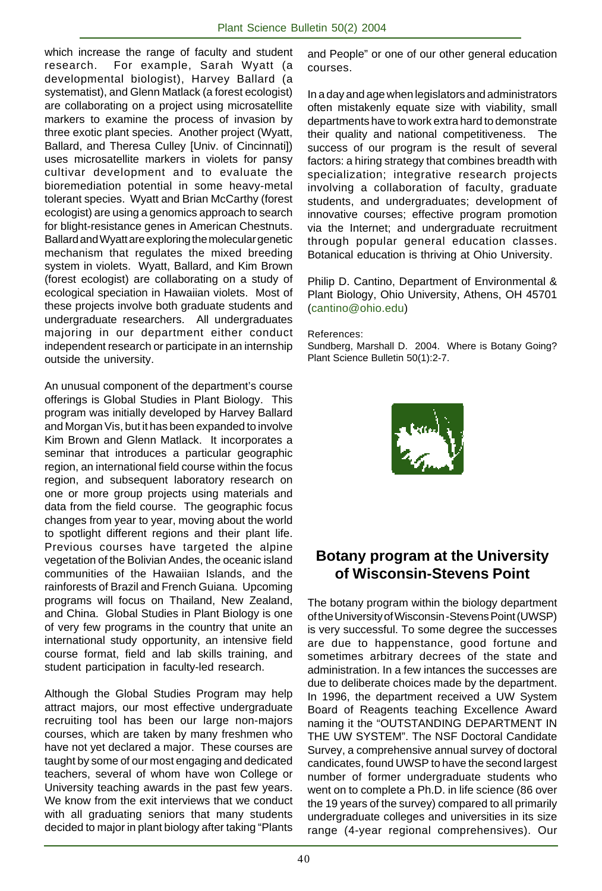which increase the range of faculty and student research. For example, Sarah Wyatt (a developmental biologist), Harvey Ballard (a systematist), and Glenn Matlack (a forest ecologist) are collaborating on a project using microsatellite markers to examine the process of invasion by three exotic plant species. Another project (Wyatt, Ballard, and Theresa Culley [Univ. of Cincinnati]) uses microsatellite markers in violets for pansy cultivar development and to evaluate the bioremediation potential in some heavy-metal tolerant species. Wyatt and Brian McCarthy (forest ecologist) are using a genomics approach to search for blight-resistance genes in American Chestnuts. Ballard and Wyatt are exploring the molecular genetic mechanism that regulates the mixed breeding system in violets. Wyatt, Ballard, and Kim Brown (forest ecologist) are collaborating on a study of ecological speciation in Hawaiian violets. Most of these projects involve both graduate students and undergraduate researchers. All undergraduates majoring in our department either conduct independent research or participate in an internship outside the university.

An unusual component of the department's course offerings is Global Studies in Plant Biology. This program was initially developed by Harvey Ballard and Morgan Vis, but it has been expanded to involve Kim Brown and Glenn Matlack. It incorporates a seminar that introduces a particular geographic region, an international field course within the focus region, and subsequent laboratory research on one or more group projects using materials and data from the field course. The geographic focus changes from year to year, moving about the world to spotlight different regions and their plant life. Previous courses have targeted the alpine vegetation of the Bolivian Andes, the oceanic island communities of the Hawaiian Islands, and the rainforests of Brazil and French Guiana. Upcoming programs will focus on Thailand, New Zealand, and China. Global Studies in Plant Biology is one of very few programs in the country that unite an international study opportunity, an intensive field course format, field and lab skills training, and student participation in faculty-led research.

Although the Global Studies Program may help attract majors, our most effective undergraduate recruiting tool has been our large non-majors courses, which are taken by many freshmen who have not yet declared a major. These courses are taught by some of our most engaging and dedicated teachers, several of whom have won College or University teaching awards in the past few years. We know from the exit interviews that we conduct with all graduating seniors that many students decided to major in plant biology after taking "Plants and People" or one of our other general education courses.

In a day and age when legislators and administrators often mistakenly equate size with viability, small departments have to work extra hard to demonstrate their quality and national competitiveness. The success of our program is the result of several factors: a hiring strategy that combines breadth with specialization; integrative research projects involving a collaboration of faculty, graduate students, and undergraduates; development of innovative courses; effective program promotion via the Internet; and undergraduate recruitment through popular general education classes. Botanical education is thriving at Ohio University.

Philip D. Cantino, Department of Environmental & Plant Biology, Ohio University, Athens, OH 45701 (cantino@ohio.edu)

References:

Sundberg, Marshall D. 2004. Where is Botany Going? Plant Science Bulletin 50(1):2-7.

## Botany program at the University of Wisconsin-Stevens Point

The botany program within the biology department of the University of Wisconsin-Stevens Point (UWSP) is very successful. To some degree the successes are due to happenstance, good fortune and sometimes arbitrary decrees of the state and administration. In a few intances the successes are due to deliberate choices made by the department. In 1996, the department received a UW System Board of Reagents teaching Excellence Award naming it the "OUTSTANDING DEPARTMENT IN THE UW SYSTEM". The NSF Doctoral Candidate Survey, a comprehensive annual survey of doctoral candicates, found UWSP to have the second largest number of former undergraduate students who went on to complete a Ph.D. in life science (86 over the 19 years of the survey) compared to all primarily undergraduate colleges and universities in its size range (4-year regional comprehensives). Our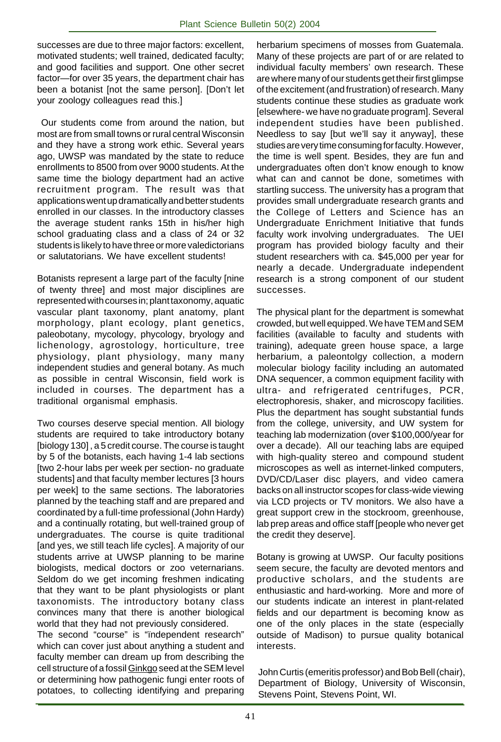successes are due to three major factors: excellent, motivated students; well trained, dedicated faculty; and good facilities and support. One other secret factor—for over 35 years, the department chair has been a botanist [not the same person]. [Don't let your zoology colleagues read this.]

Our students come from around the nation, but most are from small towns or rural central Wisconsin and they have a strong work ethic. Several years ago, UWSP was mandated by the state to reduce enrollments to 8500 from over 9000 students. At the same time the biology department had an active recruitment program. The result was that applications went up dramatically and better students enrolled in our classes. In the introductory classes the average student ranks 15th in his/her high school graduating class and a class of 24 or 32 students is likely to have three or more valedictorians or salutatorians. We have excellent students!

Botanists represent a large part of the faculty [nine of twenty three] and most major disciplines are represented with courses in; plant taxonomy, aquatic vascular plant taxonomy, plant anatomy, plant morphology, plant ecology, plant genetics, paleobotany, mycology, phycology, bryology and lichenology, agrostology, horticulture, tree physiology, plant physiology, many many independent studies and general botany. As much as possible in central Wisconsin, field work is included in courses. The department has a traditional organismal emphasis.

Two courses deserve special mention. All biology students are required to take introductory botany [biology 130] , a 5 credit course. The course is taught by 5 of the botanists, each having 1-4 lab sections [two 2-hour labs per week per section- no graduate students] and that faculty member lectures [3 hours per week] to the same sections. The laboratories planned by the teaching staff and are prepared and coordinated by a full-time professional (John Hardy) and a continually rotating, but well-trained group of undergraduates. The course is quite traditional [and yes, we still teach life cycles]. A majority of our students arrive at UWSP planning to be marine biologists, medical doctors or zoo veternarians. Seldom do we get incoming freshmen indicating that they want to be plant physiologists or plant taxonomists. The introductory botany class convinces many that there is another biological world that they had not previously considered.

The second "course" is "ïndependent research" which can cover just about anything a student and faculty member can dream up from describing the cell structure of a fossil Ginkgo seed at the SEM level or determining how pathogenic fungi enter roots of potatoes, to collecting identifying and preparing herbarium specimens of mosses from Guatemala. Many of these projects are part of or are related to individual faculty members' own research. These are where many of our students get their first glimpse of the excitement (and frustration) of research. Many students continue these studies as graduate work [elsewhere- we have no graduate program]. Several independent studies have been published. Needless to say [but we'll say it anyway], these studies are very time consuming for faculty. However, the time is well spent. Besides, they are fun and undergraduates often don't know enough to know what can and cannot be done, sometimes with startling success. The university has a program that provides small undergraduate research grants and the College of Letters and Science has an Undergraduate Enrichment Initiative that funds faculty work involving undergraduates. The UEI program has provided biology faculty and their student researchers with ca. $45,000 per year for nearly a decade. Undergraduate independent research is a strong component of our student successes.

The physical plant for the department is somewhat crowded, but well equipped. We have TEM and SEM facilities (available to faculty and students with training), adequate green house space, a large herbarium, a paleontolgy collection, a modern molecular biology facility including an automated DNA sequencer, a common equipment facility with ultra- and refrigerated centrifuges, PCR, electrophoresis, shaker, and microscopy facilities. Plus the department has sought substantial funds from the college, university, and UW system for teaching lab modernization (over $100,000/year for over a decade). All our teaching labs are equiped with high-quality stereo and compound student microscopes as well as internet-linked computers, DVD/CD/Laser disc players, and video camera backs on all instructor scopes for class-wide viewing via LCD projects or TV monitors. We also have a great support crew in the stockroom, greenhouse, lab prep areas and office staff [people who never get the credit they deserve].

Botany is growing at UWSP. Our faculty positions seem secure, the faculty are devoted mentors and productive scholars, and the students are enthusiastic and hard-working. More and more of our students indicate an interest in plant-related fields and our department is becoming know as one of the only places in the state (especially outside of Madison) to pursue quality botanical interests.

John Curtis (emeritis professor) and Bob Bell (chair), Department of Biology, University of Wisconsin, Stevens Point, Stevens Point, WI.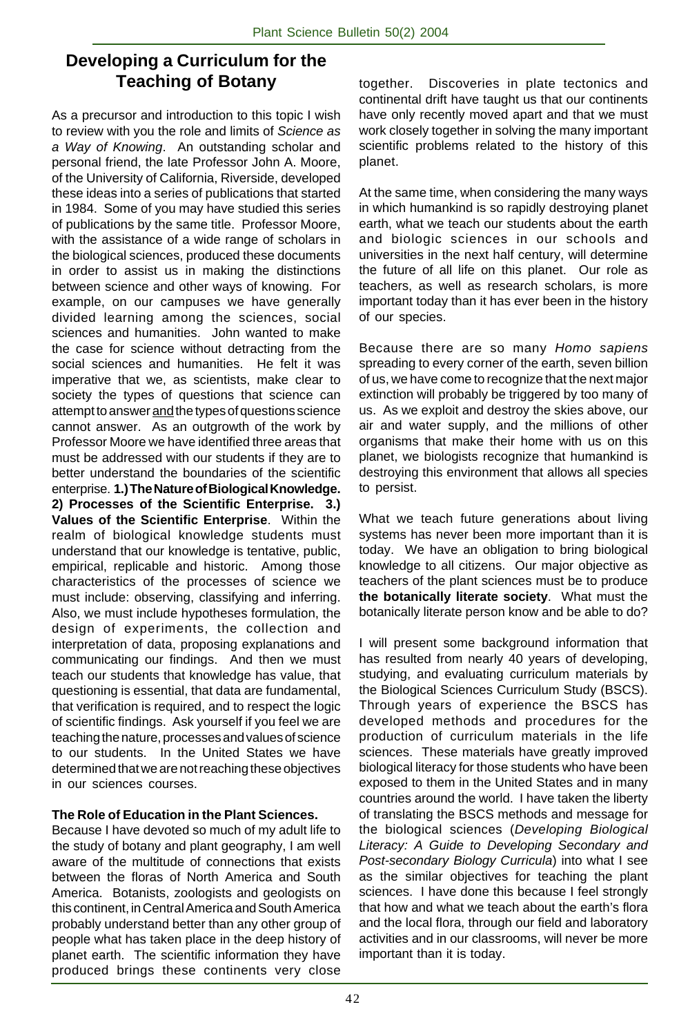## Developing a Curriculum for the Teaching of Botany

As a precursor and introduction to this topic I wish to review with you the role and limits of *Science as a Way of Knowing*. An outstanding scholar and personal friend, the late Professor John A. Moore, of the University of California, Riverside, developed these ideas into a series of publications that started in 1984. Some of you may have studied this series of publications by the same title. Professor Moore, with the assistance of a wide range of scholars in the biological sciences, produced these documents in order to assist us in making the distinctions between science and other ways of knowing. For example, on our campuses we have generally divided learning among the sciences, social sciences and humanities. John wanted to make the case for science without detracting from the social sciences and humanities. He felt it was imperative that we, as scientists, make clear to society the types of questions that science can attempt to answer and the types of questions science cannot answer. As an outgrowth of the work by Professor Moore we have identified three areas that must be addressed with our students if they are to better understand the boundaries of the scientific enterprise. **1.) The Nature of Biological Knowledge. 2) Processes of the Scientific Enterprise. 3.) Values of the Scientific Enterprise**. Within the realm of biological knowledge students must understand that our knowledge is tentative, public, empirical, replicable and historic. Among those characteristics of the processes of science we must include: observing, classifying and inferring. Also, we must include hypotheses formulation, the design of experiments, the collection and interpretation of data, proposing explanations and communicating our findings. And then we must teach our students that knowledge has value, that questioning is essential, that data are fundamental, that verification is required, and to respect the logic of scientific findings. Ask yourself if you feel we are teaching the nature, processes and values of science to our students. In the United States we have determined that we are not reaching these objectives in our sciences courses.

**The Role of Education in the Plant Sciences.**

Because I have devoted so much of my adult life to the study of botany and plant geography, I am well aware of the multitude of connections that exists between the floras of North America and South America. Botanists, zoologists and geologists on this continent, in Central America and South America probably understand better than any other group of people what has taken place in the deep history of planet earth. The scientific information they have produced brings these continents very close together. Discoveries in plate tectonics and continental drift have taught us that our continents have only recently moved apart and that we must work closely together in solving the many important scientific problems related to the history of this planet.

At the same time, when considering the many ways in which humankind is so rapidly destroying planet earth, what we teach our students about the earth and biologic sciences in our schools and universities in the next half century, will determine the future of all life on this planet. Our role as teachers, as well as research scholars, is more important today than it has ever been in the history of our species.

Because there are so many *Homo sapiens* spreading to every corner of the earth, seven billion of us, we have come to recognize that the next major extinction will probably be triggered by too many of us. As we exploit and destroy the skies above, our air and water supply, and the millions of other organisms that make their home with us on this planet, we biologists recognize that humankind is destroying this environment that allows all species to persist.

What we teach future generations about living systems has never been more important than it is today. We have an obligation to bring biological knowledge to all citizens. Our major objective as teachers of the plant sciences must be to produce **the botanically literate society**. What must the botanically literate person know and be able to do?

I will present some background information that has resulted from nearly 40 years of developing, studying, and evaluating curriculum materials by the Biological Sciences Curriculum Study (BSCS). Through years of experience the BSCS has developed methods and procedures for the production of curriculum materials in the life sciences. These materials have greatly improved biological literacy for those students who have been exposed to them in the United States and in many countries around the world. I have taken the liberty of translating the BSCS methods and message for the biological sciences (*Developing Biological Literacy: A Guide to Developing Secondary and Post-secondary Biology Curricula*) into what I see as the similar objectives for teaching the plant sciences. I have done this because I feel strongly that how and what we teach about the earth's flora and the local flora, through our field and laboratory activities and in our classrooms, will never be more important than it is today.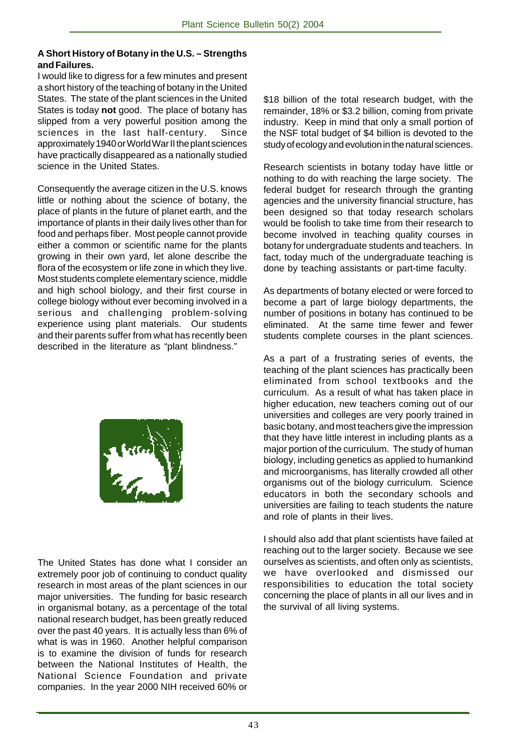**A Short History of Botany in the U.S. – Strengths and Failures.**

I would like to digress for a few minutes and present a short history of the teaching of botany in the United States. The state of the plant sciences in the United States is today **not** good. The place of botany has slipped from a very powerful position among the sciences in the last half-century. Since approximately 1940 or World War II the plant sciences have practically disappeared as a nationally studied science in the United States.

Consequently the average citizen in the U.S. knows little or nothing about the science of botany, the place of plants in the future of planet earth, and the importance of plants in their daily lives other than for food and perhaps fiber. Most people cannot provide either a common or scientific name for the plants growing in their own yard, let alone describe the flora of the ecosystem or life zone in which they live. Most students complete elementary science, middle and high school biology, and their first course in college biology without ever becoming involved in a serious and challenging problem-solving experience using plant materials. Our students and their parents suffer from what has recently been described in the literature as "plant blindness."

The United States has done what I consider an extremely poor job of continuing to conduct quality research in most areas of the plant sciences in our major universities. The funding for basic research in organismal botany, as a percentage of the total national research budget, has been greatly reduced over the past 40 years. It is actually less than 6% of what is was in 1960. Another helpful comparison is to examine the division of funds for research between the National Institutes of Health, the National Science Foundation and private companies. In the year 2000 NIH received 60% or $18 billion of the total research budget, with the remainder, 18% or $3.2 billion, coming from private industry. Keep in mind that only a small portion of the NSF total budget of $4 billion is devoted to the study of ecology and evolution in the natural sciences.

Research scientists in botany today have little or nothing to do with reaching the large society. The federal budget for research through the granting agencies and the university financial structure, has been designed so that today research scholars would be foolish to take time from their research to become involved in teaching quality courses in botany for undergraduate students and teachers. In fact, today much of the undergraduate teaching is done by teaching assistants or part-time faculty.

As departments of botany elected or were forced to become a part of large biology departments, the number of positions in botany has continued to be eliminated. At the same time fewer and fewer students complete courses in the plant sciences.

As a part of a frustrating series of events, the teaching of the plant sciences has practically been eliminated from school textbooks and the curriculum. As a result of what has taken place in higher education, new teachers coming out of our universities and colleges are very poorly trained in basic botany, and most teachers give the impression that they have little interest in including plants as a major portion of the curriculum. The study of human biology, including genetics as applied to humankind and microorganisms, has literally crowded all other organisms out of the biology curriculum. Science educators in both the secondary schools and universities are failing to teach students the nature and role of plants in their lives.

I should also add that plant scientists have failed at reaching out to the larger society. Because we see ourselves as scientists, and often only as scientists, we have overlooked and dismissed our responsibilities to education the total society concerning the place of plants in all our lives and in the survival of all living systems.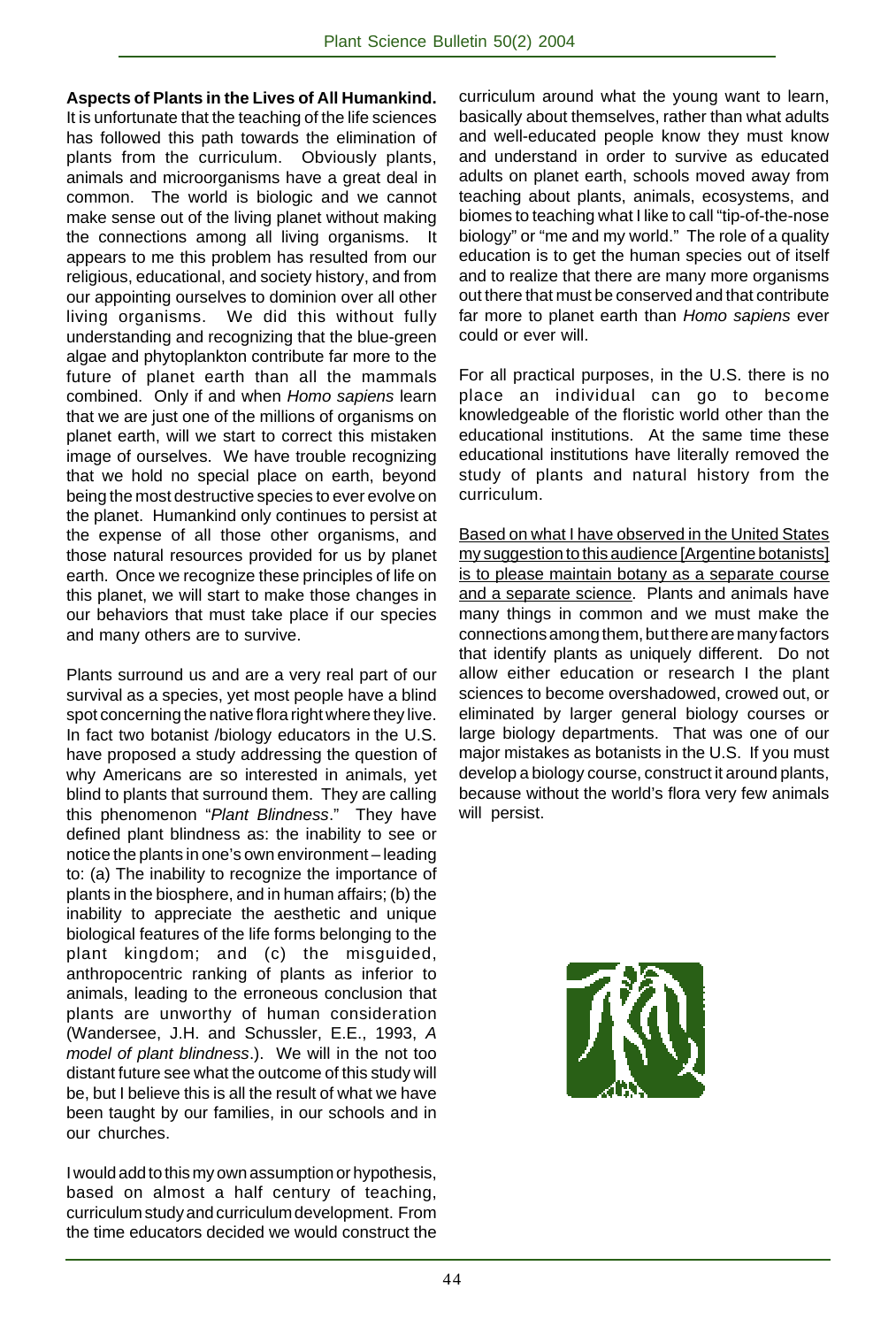**Aspects of Plants in the Lives of All Humankind.** It is unfortunate that the teaching of the life sciences has followed this path towards the elimination of plants from the curriculum. Obviously plants, animals and microorganisms have a great deal in common. The world is biologic and we cannot make sense out of the living planet without making the connections among all living organisms. It appears to me this problem has resulted from our religious, educational, and society history, and from our appointing ourselves to dominion over all other living organisms. We did this without fully understanding and recognizing that the blue-green algae and phytoplankton contribute far more to the future of planet earth than all the mammals combined. Only if and when *Homo sapiens* learn that we are just one of the millions of organisms on planet earth, will we start to correct this mistaken image of ourselves. We have trouble recognizing that we hold no special place on earth, beyond being the most destructive species to ever evolve on the planet. Humankind only continues to persist at the expense of all those other organisms, and those natural resources provided for us by planet earth. Once we recognize these principles of life on this planet, we will start to make those changes in our behaviors that must take place if our species and many others are to survive.

Plants surround us and are a very real part of our survival as a species, yet most people have a blind spot concerning the native flora right where they live. In fact two botanist /biology educators in the U.S. have proposed a study addressing the question of why Americans are so interested in animals, yet blind to plants that surround them. They are calling this phenomenon "*Plant Blindness*." They have defined plant blindness as: the inability to see or notice the plants in one's own environment – leading to: (a) The inability to recognize the importance of plants in the biosphere, and in human affairs; (b) the inability to appreciate the aesthetic and unique biological features of the life forms belonging to the plant kingdom; and (c) the misguided, anthropocentric ranking of plants as inferior to animals, leading to the erroneous conclusion that plants are unworthy of human consideration (Wandersee, J.H. and Schussler, E.E., 1993, *A model of plant blindness*.). We will in the not too distant future see what the outcome of this study will be, but I believe this is all the result of what we have been taught by our families, in our schools and in our churches.

I would add to this my own assumption or hypothesis, based on almost a half century of teaching, curriculum study and curriculum development. From the time educators decided we would construct the curriculum around what the young want to learn, basically about themselves, rather than what adults and well-educated people know they must know and understand in order to survive as educated adults on planet earth, schools moved away from teaching about plants, animals, ecosystems, and biomes to teaching what I like to call "tip-of-the-nose biology" or "me and my world." The role of a quality education is to get the human species out of itself and to realize that there are many more organisms out there that must be conserved and that contribute far more to planet earth than *Homo sapiens* ever could or ever will.

For all practical purposes, in the U.S. there is no place an individual can go to become knowledgeable of the floristic world other than the educational institutions. At the same time these educational institutions have literally removed the study of plants and natural history from the curriculum.

<u>Based on what I have observed in the United States my suggestion to this audience [Argentine botanists] is to please maintain botany as a separate course and a separate science</u>. Plants and animals have many things in common and we must make the connections among them, but there are many factors that identify plants as uniquely different. Do not allow either education or research I the plant sciences to become overshadowed, crowed out, or eliminated by larger general biology courses or large biology departments. That was one of our major mistakes as botanists in the U.S. If you must develop a biology course, construct it around plants, because without the world's flora very few animals will persist.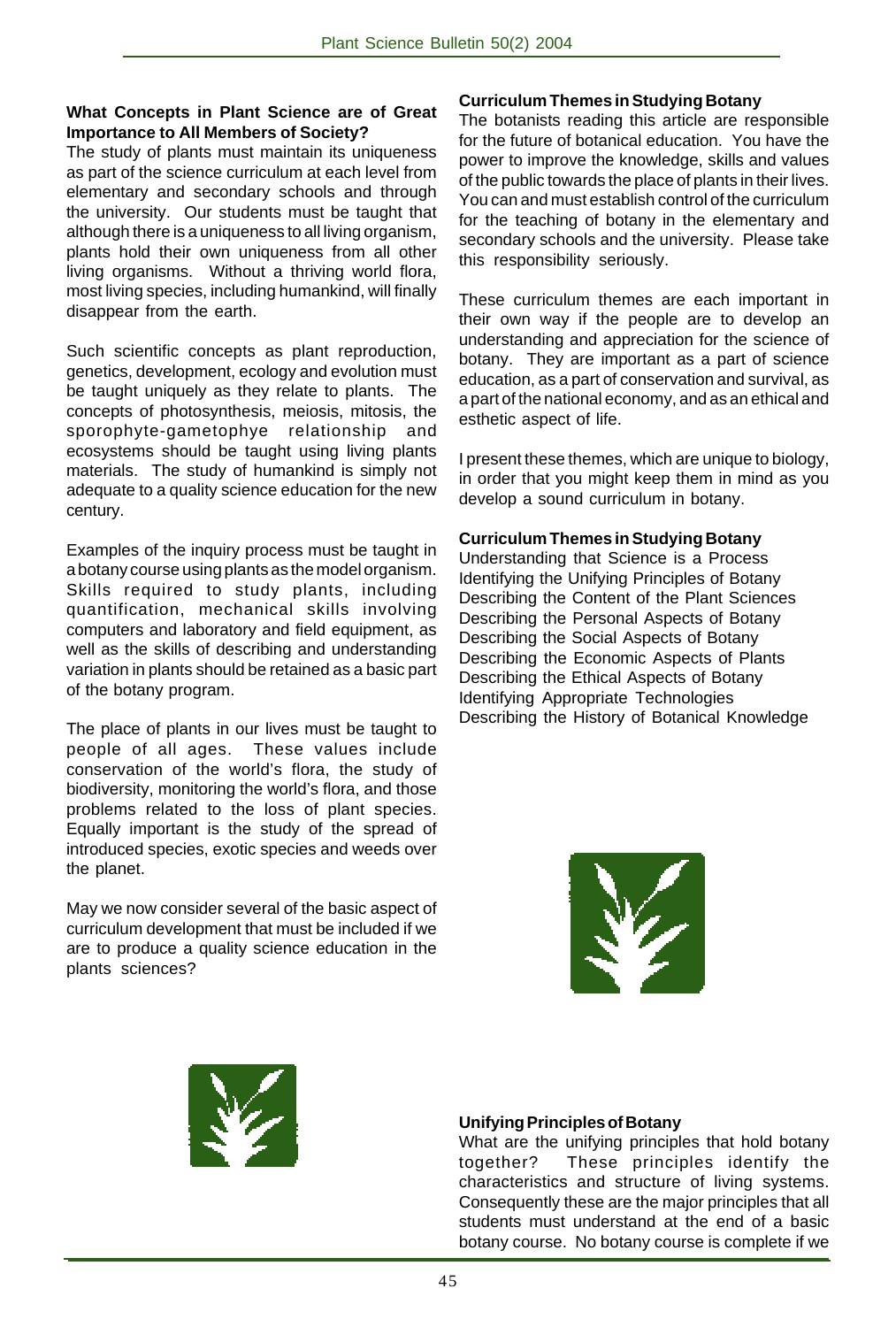### What Concepts in Plant Science are of Great Importance to All Members of Society?

The study of plants must maintain its uniqueness as part of the science curriculum at each level from elementary and secondary schools and through the university. Our students must be taught that although there is a uniqueness to all living organism, plants hold their own uniqueness from all other living organisms. Without a thriving world flora, most living species, including humankind, will finally disappear from the earth.

Such scientific concepts as plant reproduction, genetics, development, ecology and evolution must be taught uniquely as they relate to plants. The concepts of photosynthesis, meiosis, mitosis, the sporophyte-gametophye relationship and ecosystems should be taught using living plants materials. The study of humankind is simply not adequate to a quality science education for the new century.

Examples of the inquiry process must be taught in a botany course using plants as the model organism. Skills required to study plants, including quantification, mechanical skills involving computers and laboratory and field equipment, as well as the skills of describing and understanding variation in plants should be retained as a basic part of the botany program.

The place of plants in our lives must be taught to people of all ages. These values include conservation of the world's flora, the study of biodiversity, monitoring the world's flora, and those problems related to the loss of plant species. Equally important is the study of the spread of introduced species, exotic species and weeds over the planet.

May we now consider several of the basic aspect of curriculum development that must be included if we are to produce a quality science education in the plants sciences?

### Curriculum Themes in Studying Botany

The botanists reading this article are responsible for the future of botanical education. You have the power to improve the knowledge, skills and values of the public towards the place of plants in their lives. You can and must establish control of the curriculum for the teaching of botany in the elementary and secondary schools and the university. Please take this responsibility seriously.

These curriculum themes are each important in their own way if the people are to develop an understanding and appreciation for the science of botany. They are important as a part of science education, as a part of conservation and survival, as a part of the national economy, and as an ethical and esthetic aspect of life.

I present these themes, which are unique to biology, in order that you might keep them in mind as you develop a sound curriculum in botany.

### Curriculum Themes in Studying Botany

Understanding that Science is a Process
Identifying the Unifying Principles of Botany
Describing the Content of the Plant Sciences
Describing the Personal Aspects of Botany
Describing the Social Aspects of Botany
Describing the Economic Aspects of Plants
Describing the Ethical Aspects of Botany
Identifying Appropriate Technologies
Describing the History of Botanical Knowledge

### Unifying Principles of Botany

What are the unifying principles that hold botany together? These principles identify the characteristics and structure of living systems. Consequently these are the major principles that all students must understand at the end of a basic botany course. No botany course is complete if we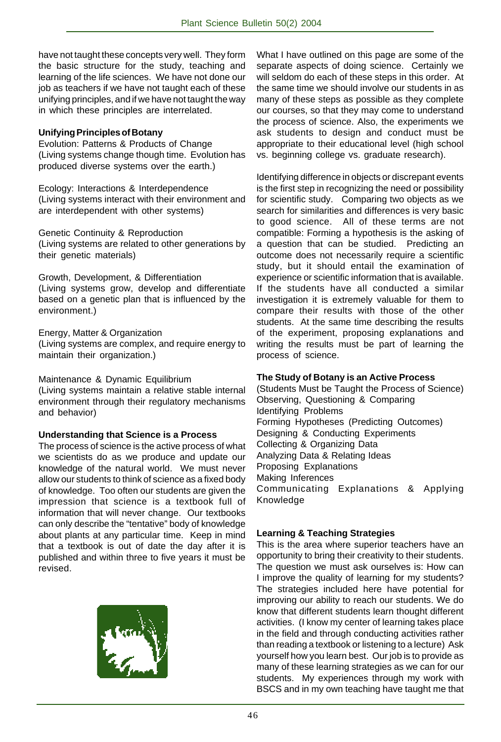have not taught these concepts very well. They form the basic structure for the study, teaching and learning of the life sciences. We have not done our job as teachers if we have not taught each of these unifying principles, and if we have not taught the way in which these principles are interrelated.

**Unifying Principles of Botany**

Evolution: Patterns & Products of Change
(Living systems change though time. Evolution has produced diverse systems over the earth.)

Ecology: Interactions & Interdependence
(Living systems interact with their environment and are interdependent with other systems)

Genetic Continuity & Reproduction
(Living systems are related to other generations by their genetic materials)

Growth, Development, & Differentiation
(Living systems grow, develop and differentiate based on a genetic plan that is influenced by the environment.)

Energy, Matter & Organization
(Living systems are complex, and require energy to maintain their organization.)

Maintenance & Dynamic Equilibrium
(Living systems maintain a relative stable internal environment through their regulatory mechanisms and behavior)

**Understanding that Science is a Process**

The process of science is the active process of what we scientists do as we produce and update our knowledge of the natural world. We must never allow our students to think of science as a fixed body of knowledge. Too often our students are given the impression that science is a textbook full of information that will never change. Our textbooks can only describe the "tentative" body of knowledge about plants at any particular time. Keep in mind that a textbook is out of date the day after it is published and within three to five years it must be revised.

What I have outlined on this page are some of the separate aspects of doing science. Certainly we will seldom do each of these steps in this order. At the same time we should involve our students in as many of these steps as possible as they complete our courses, so that they may come to understand the process of science. Also, the experiments we ask students to design and conduct must be appropriate to their educational level (high school vs. beginning college vs. graduate research).

Identifying difference in objects or discrepant events is the first step in recognizing the need or possibility for scientific study. Comparing two objects as we search for similarities and differences is very basic to good science. All of these terms are not compatible: Forming a hypothesis is the asking of a question that can be studied. Predicting an outcome does not necessarily require a scientific study, but it should entail the examination of experience or scientific information that is available. If the students have all conducted a similar investigation it is extremely valuable for them to compare their results with those of the other students. At the same time describing the results of the experiment, proposing explanations and writing the results must be part of learning the process of science.

**The Study of Botany is an Active Process**

(Students Must be Taught the Process of Science)
Observing, Questioning & Comparing
Identifying Problems
Forming Hypotheses (Predicting Outcomes)
Designing & Conducting Experiments
Collecting & Organizing Data
Analyzing Data & Relating Ideas
Proposing Explanations
Making Inferences
Communicating Explanations & Applying Knowledge

**Learning & Teaching Strategies**

This is the area where superior teachers have an opportunity to bring their creativity to their students. The question we must ask ourselves is: How can I improve the quality of learning for my students? The strategies included here have potential for improving our ability to reach our students. We do know that different students learn thought different activities. (I know my center of learning takes place in the field and through conducting activities rather than reading a textbook or listening to a lecture) Ask yourself how you learn best. Our job is to provide as many of these learning strategies as we can for our students. My experiences through my work with BSCS and in my own teaching have taught me that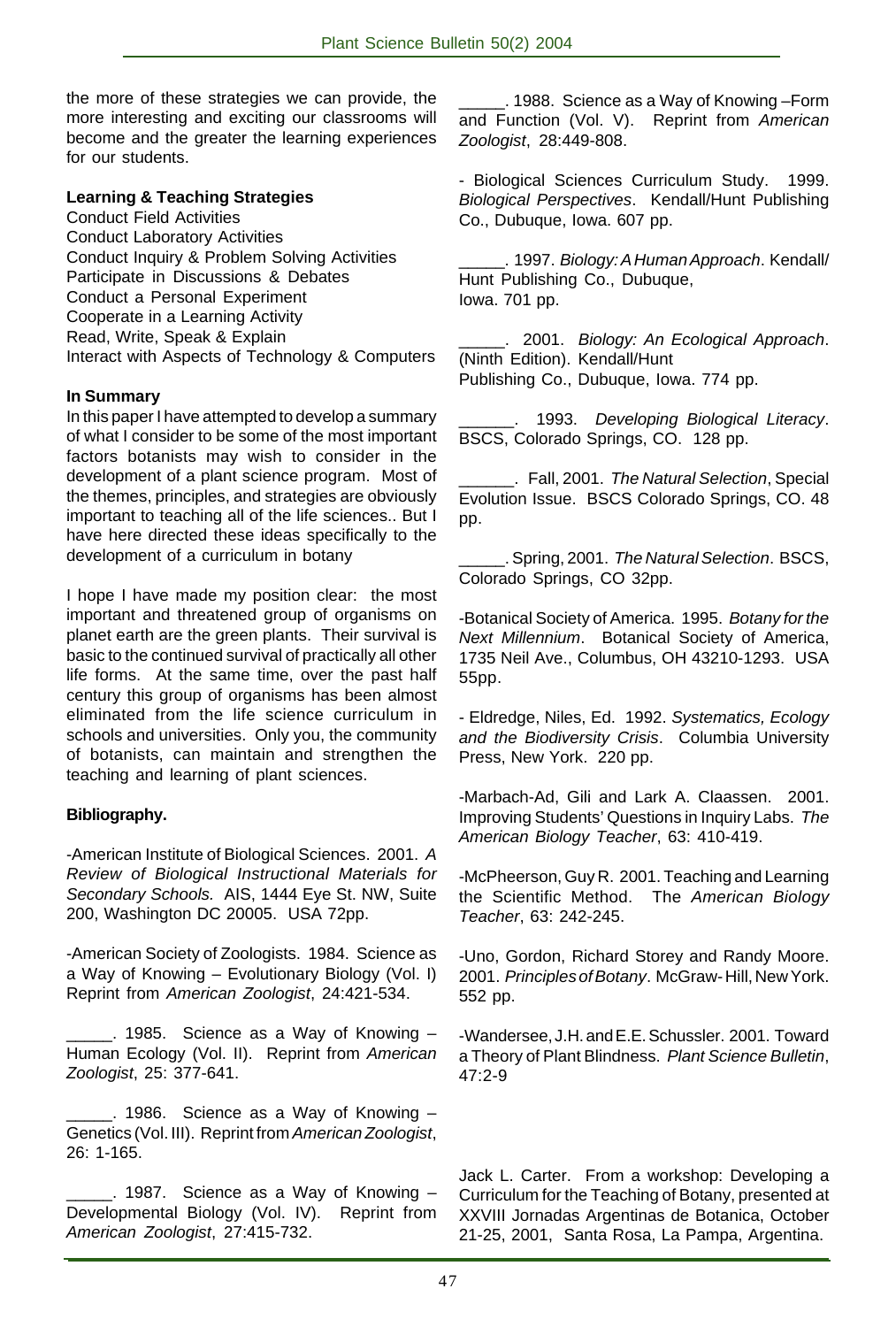the more of these strategies we can provide, the more interesting and exciting our classrooms will become and the greater the learning experiences for our students.

**Learning & Teaching Strategies**

Conduct Field Activities
Conduct Laboratory Activities
Conduct Inquiry & Problem Solving Activities
Participate in Discussions & Debates
Conduct a Personal Experiment
Cooperate in a Learning Activity
Read, Write, Speak & Explain
Interact with Aspects of Technology & Computers

**In Summary**

In this paper I have attempted to develop a summary of what I consider to be some of the most important factors botanists may wish to consider in the development of a plant science program. Most of the themes, principles, and strategies are obviously important to teaching all of the life sciences.. But I have here directed these ideas specifically to the development of a curriculum in botany

I hope I have made my position clear: the most important and threatened group of organisms on planet earth are the green plants. Their survival is basic to the continued survival of practically all other life forms. At the same time, over the past half century this group of organisms has been almost eliminated from the life science curriculum in schools and universities. Only you, the community of botanists, can maintain and strengthen the teaching and learning of plant sciences.

**Bibliography.**

-American Institute of Biological Sciences. 2001. *A Review of Biological Instructional Materials for Secondary Schools.* AIS, 1444 Eye St. NW, Suite 200, Washington DC 20005. USA 72pp.

-American Society of Zoologists. 1984. Science as a Way of Knowing – Evolutionary Biology (Vol. I) Reprint from *American Zoologist*, 24:421-534.

_____. 1985. Science as a Way of Knowing – Human Ecology (Vol. II). Reprint from *American Zoologist*, 25: 377-641.

_____. 1986. Science as a Way of Knowing – Genetics (Vol. III). Reprint from *American Zoologist*, 26: 1-165.

_____. 1987. Science as a Way of Knowing – Developmental Biology (Vol. IV). Reprint from *American Zoologist*, 27:415-732.

_____. 1988. Science as a Way of Knowing –Form and Function (Vol. V). Reprint from *American Zoologist*, 28:449-808.

- Biological Sciences Curriculum Study. 1999. *Biological Perspectives*. Kendall/Hunt Publishing Co., Dubuque, Iowa. 607 pp.

_____. 1997. *Biology: A Human Approach*. Kendall/Hunt Publishing Co., Dubuque, Iowa. 701 pp.

_____. 2001. *Biology: An Ecological Approach*. (Ninth Edition). Kendall/Hunt Publishing Co., Dubuque, Iowa. 774 pp.

______. 1993. *Developing Biological Literacy*. BSCS, Colorado Springs, CO. 128 pp.

______. Fall, 2001. *The Natural Selection*, Special Evolution Issue. BSCS Colorado Springs, CO. 48 pp.

_____. Spring, 2001. *The Natural Selection*. BSCS, Colorado Springs, CO 32pp.

-Botanical Society of America. 1995. *Botany for the Next Millennium*. Botanical Society of America, 1735 Neil Ave., Columbus, OH 43210-1293. USA 55pp.

- Eldredge, Niles, Ed. 1992. *Systematics, Ecology and the Biodiversity Crisis*. Columbia University Press, New York. 220 pp.

-Marbach-Ad, Gili and Lark A. Claassen. 2001. Improving Students' Questions in Inquiry Labs. *The American Biology Teacher*, 63: 410-419.

-McPheerson, Guy R. 2001. Teaching and Learning the Scientific Method. The *American Biology Teacher*, 63: 242-245.

-Uno, Gordon, Richard Storey and Randy Moore. 2001. *Principles of Botany*. McGraw-Hill, New York. 552 pp.

-Wandersee, J.H. and E.E. Schussler. 2001. Toward a Theory of Plant Blindness. *Plant Science Bulletin*, 47:2-9

Jack L. Carter. From a workshop: Developing a Curriculum for the Teaching of Botany, presented at XXVIII Jornadas Argentinas de Botanica, October 21-25, 2001, Santa Rosa, La Pampa, Argentina.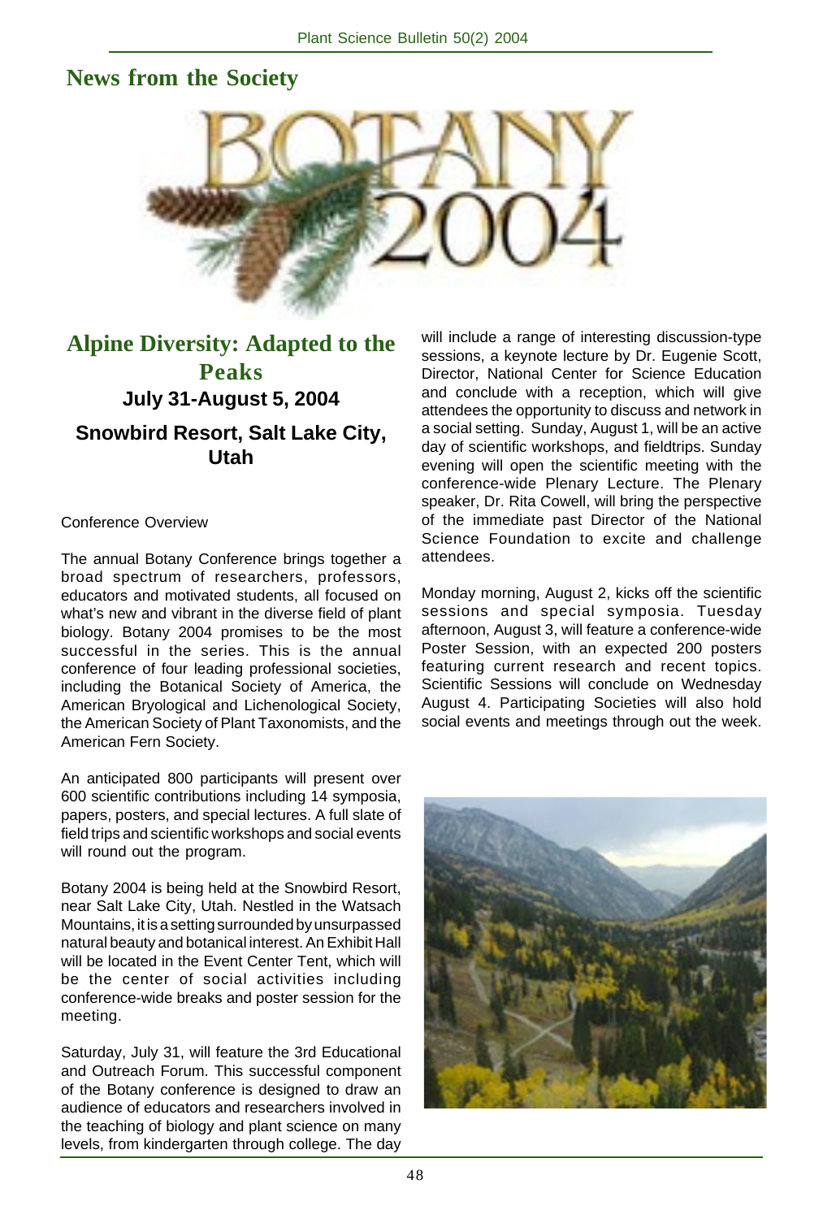## News from the Society

# Alpine Diversity: Adapted to the Peaks

### July 31-August 5, 2004

### Snowbird Resort, Salt Lake City, Utah

Conference Overview

The annual Botany Conference brings together a broad spectrum of researchers, professors, educators and motivated students, all focused on what's new and vibrant in the diverse field of plant biology. Botany 2004 promises to be the most successful in the series. This is the annual conference of four leading professional societies, including the Botanical Society of America, the American Bryological and Lichenological Society, the American Society of Plant Taxonomists, and the American Fern Society.

An anticipated 800 participants will present over 600 scientific contributions including 14 symposia, papers, posters, and special lectures. A full slate of field trips and scientific workshops and social events will round out the program.

Botany 2004 is being held at the Snowbird Resort, near Salt Lake City, Utah. Nestled in the Watsach Mountains, it is a setting surrounded by unsurpassed natural beauty and botanical interest. An Exhibit Hall will be located in the Event Center Tent, which will be the center of social activities including conference-wide breaks and poster session for the meeting.

Saturday, July 31, will feature the 3rd Educational and Outreach Forum. This successful component of the Botany conference is designed to draw an audience of educators and researchers involved in the teaching of biology and plant science on many levels, from kindergarten through college. The day will include a range of interesting discussion-type sessions, a keynote lecture by Dr. Eugenie Scott, Director, National Center for Science Education and conclude with a reception, which will give attendees the opportunity to discuss and network in a social setting. Sunday, August 1, will be an active day of scientific workshops, and fieldtrips. Sunday evening will open the scientific meeting with the conference-wide Plenary Lecture. The Plenary speaker, Dr. Rita Cowell, will bring the perspective of the immediate past Director of the National Science Foundation to excite and challenge attendees.

Monday morning, August 2, kicks off the scientific sessions and special symposia. Tuesday afternoon, August 3, will feature a conference-wide Poster Session, with an expected 200 posters featuring current research and recent topics. Scientific Sessions will conclude on Wednesday August 4. Participating Societies will also hold social events and meetings through out the week.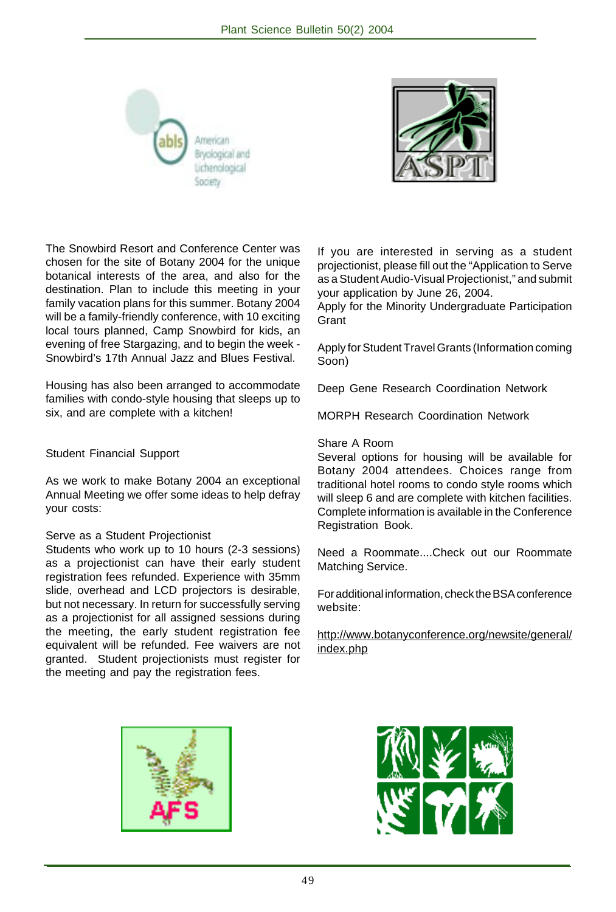The Snowbird Resort and Conference Center was chosen for the site of Botany 2004 for the unique botanical interests of the area, and also for the destination. Plan to include this meeting in your family vacation plans for this summer. Botany 2004 will be a family-friendly conference, with 10 exciting local tours planned, Camp Snowbird for kids, an evening of free Stargazing, and to begin the week - Snowbird's 17th Annual Jazz and Blues Festival.

Housing has also been arranged to accommodate families with condo-style housing that sleeps up to six, and are complete with a kitchen!

## Student Financial Support

As we work to make Botany 2004 an exceptional Annual Meeting we offer some ideas to help defray your costs:

### Serve as a Student Projectionist

Students who work up to 10 hours (2-3 sessions) as a projectionist can have their early student registration fees refunded. Experience with 35mm slide, overhead and LCD projectors is desirable, but not necessary. In return for successfully serving as a projectionist for all assigned sessions during the meeting, the early student registration fee equivalent will be refunded. Fee waivers are not granted. Student projectionists must register for the meeting and pay the registration fees.

If you are interested in serving as a student projectionist, please fill out the "Application to Serve as a Student Audio-Visual Projectionist," and submit your application by June 26, 2004.

Apply for the Minority Undergraduate Participation Grant

Apply for Student Travel Grants (Information coming Soon)

Deep Gene Research Coordination Network

MORPH Research Coordination Network

### Share A Room

Several options for housing will be available for Botany 2004 attendees. Choices range from traditional hotel rooms to condo style rooms which will sleep 6 and are complete with kitchen facilities. Complete information is available in the Conference Registration Book.

Need a Roommate....Check out our Roommate Matching Service.

For additional information, check the BSA conference website:

http://www.botanyconference.org/newsite/general/index.php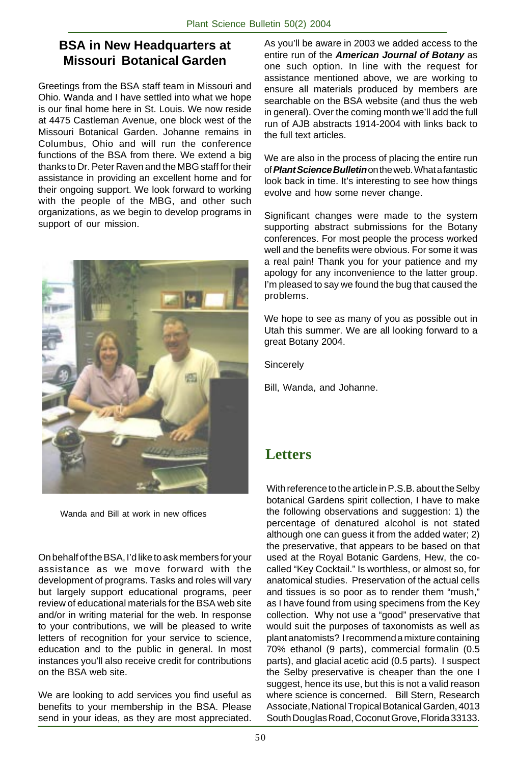## BSA in New Headquarters at Missouri Botanical Garden

Greetings from the BSA staff team in Missouri and Ohio. Wanda and I have settled into what we hope is our final home here in St. Louis. We now reside at 4475 Castleman Avenue, one block west of the Missouri Botanical Garden. Johanne remains in Columbus, Ohio and will run the conference functions of the BSA from there. We extend a big thanks to Dr. Peter Raven and the MBG staff for their assistance in providing an excellent home and for their ongoing support. We look forward to working with the people of the MBG, and other such organizations, as we begin to develop programs in support of our mission.

Wanda and Bill at work in new offices

On behalf of the BSA, I'd like to ask members for your assistance as we move forward with the development of programs. Tasks and roles will vary but largely support educational programs, peer review of educational materials for the BSA web site and/or in writing material for the web. In response to your contributions, we will be pleased to write letters of recognition for your service to science, education and to the public in general. In most instances you'll also receive credit for contributions on the BSA web site.

We are looking to add services you find useful as benefits to your membership in the BSA. Please send in your ideas, as they are most appreciated. As you'll be aware in 2003 we added access to the entire run of the ***American Journal of Botany*** as one such option. In line with the request for assistance mentioned above, we are working to ensure all materials produced by members are searchable on the BSA website (and thus the web in general). Over the coming month we'll add the full run of AJB abstracts 1914-2004 with links back to the full text articles.

We are also in the process of placing the entire run of ***Plant Science Bulletin*** on the web. What a fantastic look back in time. It's interesting to see how things evolve and how some never change.

Significant changes were made to the system supporting abstract submissions for the Botany conferences. For most people the process worked well and the benefits were obvious. For some it was a real pain! Thank you for your patience and my apology for any inconvenience to the latter group. I'm pleased to say we found the bug that caused the problems.

We hope to see as many of you as possible out in Utah this summer. We are all looking forward to a great Botany 2004.

Sincerely

Bill, Wanda, and Johanne.

# Letters

With reference to the article in P.S.B. about the Selby botanical Gardens spirit collection, I have to make the following observations and suggestion: 1) the percentage of denatured alcohol is not stated although one can guess it from the added water; 2) the preservative, that appears to be based on that used at the Royal Botanic Gardens, Hew, the co-called "Key Cocktail." Is worthless, or almost so, for anatomical studies. Preservation of the actual cells and tissues is so poor as to render them "mush," as I have found from using specimens from the Key collection. Why not use a "good" preservative that would suit the purposes of taxonomists as well as plant anatomists? I recommend a mixture containing 70% ethanol (9 parts), commercial formalin (0.5 parts), and glacial acetic acid (0.5 parts). I suspect the Selby preservative is cheaper than the one I suggest, hence its use, but this is not a valid reason where science is concerned. Bill Stern, Research Associate, National Tropical Botanical Garden, 4013 South Douglas Road, Coconut Grove, Florida 33133.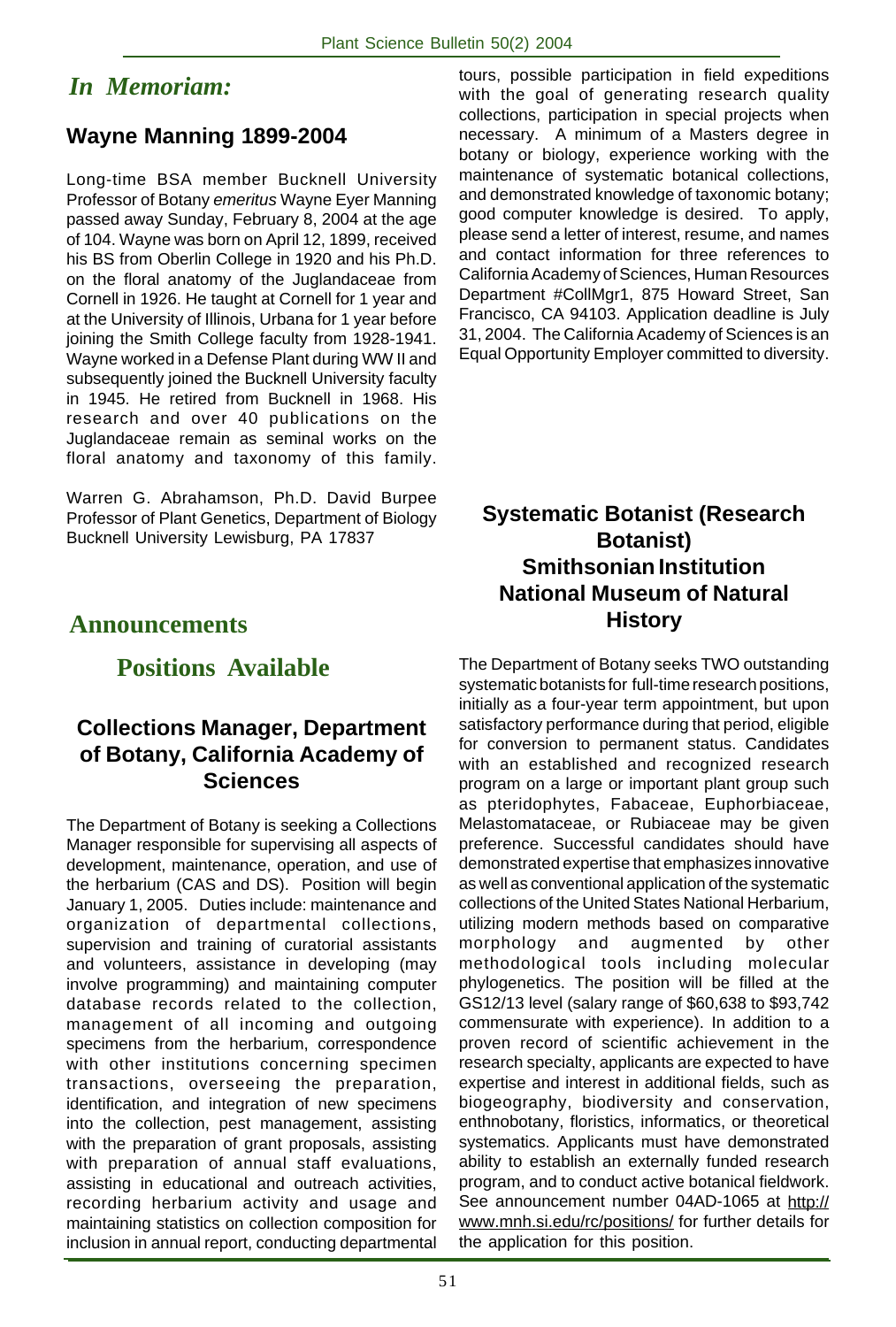## *In Memoriam:*

### Wayne Manning 1899-2004

Long-time BSA member Bucknell University Professor of Botany *emeritus* Wayne Eyer Manning passed away Sunday, February 8, 2004 at the age of 104. Wayne was born on April 12, 1899, received his BS from Oberlin College in 1920 and his Ph.D. on the floral anatomy of the Juglandaceae from Cornell in 1926. He taught at Cornell for 1 year and at the University of Illinois, Urbana for 1 year before joining the Smith College faculty from 1928-1941. Wayne worked in a Defense Plant during WW II and subsequently joined the Bucknell University faculty in 1945. He retired from Bucknell in 1968. His research and over 40 publications on the Juglandaceae remain as seminal works on the floral anatomy and taxonomy of this family.

Warren G. Abrahamson, Ph.D. David Burpee Professor of Plant Genetics, Department of Biology Bucknell University Lewisburg, PA 17837

## Announcements

## Positions Available

### Collections Manager, Department of Botany, California Academy of Sciences

The Department of Botany is seeking a Collections Manager responsible for supervising all aspects of development, maintenance, operation, and use of the herbarium (CAS and DS). Position will begin January 1, 2005. Duties include: maintenance and organization of departmental collections, supervision and training of curatorial assistants and volunteers, assistance in developing (may involve programming) and maintaining computer database records related to the collection, management of all incoming and outgoing specimens from the herbarium, correspondence with other institutions concerning specimen transactions, overseeing the preparation, identification, and integration of new specimens into the collection, pest management, assisting with the preparation of grant proposals, assisting with preparation of annual staff evaluations, assisting in educational and outreach activities, recording herbarium activity and usage and maintaining statistics on collection composition for inclusion in annual report, conducting departmental tours, possible participation in field expeditions with the goal of generating research quality collections, participation in special projects when necessary. A minimum of a Masters degree in botany or biology, experience working with the maintenance of systematic botanical collections, and demonstrated knowledge of taxonomic botany; good computer knowledge is desired. To apply, please send a letter of interest, resume, and names and contact information for three references to California Academy of Sciences, Human Resources Department #CollMgr1, 875 Howard Street, San Francisco, CA 94103. Application deadline is July 31, 2004. The California Academy of Sciences is an Equal Opportunity Employer committed to diversity.

### Systematic Botanist (Research Botanist) Smithsonian Institution National Museum of Natural History

The Department of Botany seeks TWO outstanding systematic botanists for full-time research positions, initially as a four-year term appointment, but upon satisfactory performance during that period, eligible for conversion to permanent status. Candidates with an established and recognized research program on a large or important plant group such as pteridophytes, Fabaceae, Euphorbiaceae, Melastomataceae, or Rubiaceae may be given preference. Successful candidates should have demonstrated expertise that emphasizes innovative as well as conventional application of the systematic collections of the United States National Herbarium, utilizing modern methods based on comparative morphology and augmented by other methodological tools including molecular phylogenetics. The position will be filled at the GS12/13 level (salary range of $60,638 to $93,742 commensurate with experience). In addition to a proven record of scientific achievement in the research specialty, applicants are expected to have expertise and interest in additional fields, such as biogeography, biodiversity and conservation, enthnobotany, floristics, informatics, or theoretical systematics. Applicants must have demonstrated ability to establish an externally funded research program, and to conduct active botanical fieldwork. See announcement number 04AD-1065 at http://www.mnh.si.edu/rc/positions/ for further details for the application for this position.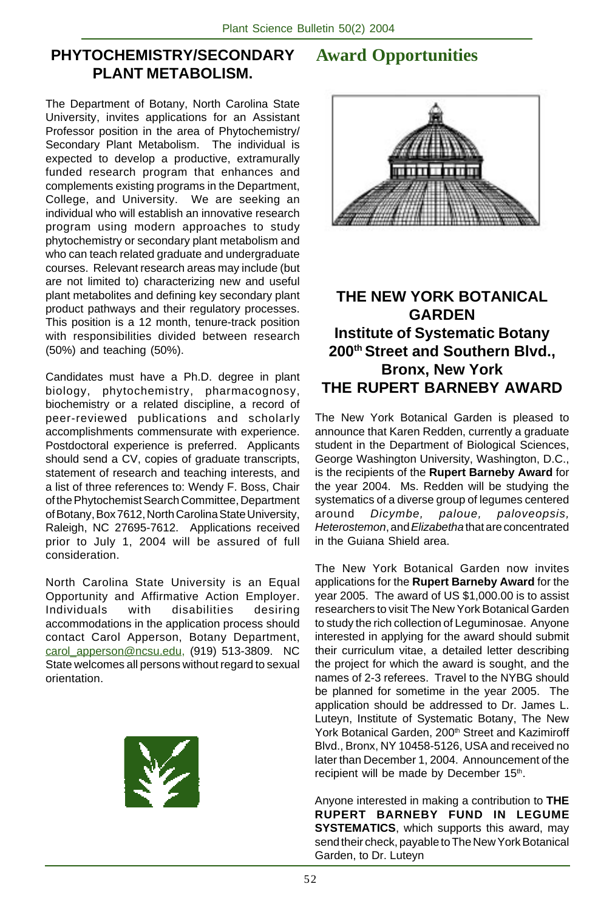## PHYTOCHEMISTRY/SECONDARY PLANT METABOLISM.

The Department of Botany, North Carolina State University, invites applications for an Assistant Professor position in the area of Phytochemistry/ Secondary Plant Metabolism. The individual is expected to develop a productive, extramurally funded research program that enhances and complements existing programs in the Department, College, and University. We are seeking an individual who will establish an innovative research program using modern approaches to study phytochemistry or secondary plant metabolism and who can teach related graduate and undergraduate courses. Relevant research areas may include (but are not limited to) characterizing new and useful plant metabolites and defining key secondary plant product pathways and their regulatory processes. This position is a 12 month, tenure-track position with responsibilities divided between research (50%) and teaching (50%).

Candidates must have a Ph.D. degree in plant biology, phytochemistry, pharmacognosy, biochemistry or a related discipline, a record of peer-reviewed publications and scholarly accomplishments commensurate with experience. Postdoctoral experience is preferred. Applicants should send a CV, copies of graduate transcripts, statement of research and teaching interests, and a list of three references to: Wendy F. Boss, Chair of the Phytochemist Search Committee, Department of Botany, Box 7612, North Carolina State University, Raleigh, NC 27695-7612. Applications received prior to July 1, 2004 will be assured of full consideration.

North Carolina State University is an Equal Opportunity and Affirmative Action Employer. Individuals with disabilities desiring accommodations in the application process should contact Carol Apperson, Botany Department, carol_apperson@ncsu.edu, (919) 513-3809. NC State welcomes all persons without regard to sexual orientation.

# Award Opportunities

## THE NEW YORK BOTANICAL GARDEN
## Institute of Systematic Botany
## 200th Street and Southern Blvd., Bronx, New York
## THE RUPERT BARNEBY AWARD

The New York Botanical Garden is pleased to announce that Karen Redden, currently a graduate student in the Department of Biological Sciences, George Washington University, Washington, D.C., is the recipients of the **Rupert Barneby Award** for the year 2004. Ms. Redden will be studying the systematics of a diverse group of legumes centered around *Dicymbe, paloue, paloveopsis, Heterostemon*, and *Elizabetha* that are concentrated in the Guiana Shield area.

The New York Botanical Garden now invites applications for the **Rupert Barneby Award** for the year 2005. The award of US $1,000.00 is to assist researchers to visit The New York Botanical Garden to study the rich collection of Leguminosae. Anyone interested in applying for the award should submit their curriculum vitae, a detailed letter describing the project for which the award is sought, and the names of 2-3 referees. Travel to the NYBG should be planned for sometime in the year 2005. The application should be addressed to Dr. James L. Luteyn, Institute of Systematic Botany, The New York Botanical Garden, 200th Street and Kazimiroff Blvd., Bronx, NY 10458-5126, USA and received no later than December 1, 2004. Announcement of the recipient will be made by December 15th.

Anyone interested in making a contribution to **THE RUPERT BARNEBY FUND IN LEGUME SYSTEMATICS**, which supports this award, may send their check, payable to The New York Botanical Garden, to Dr. Luteyn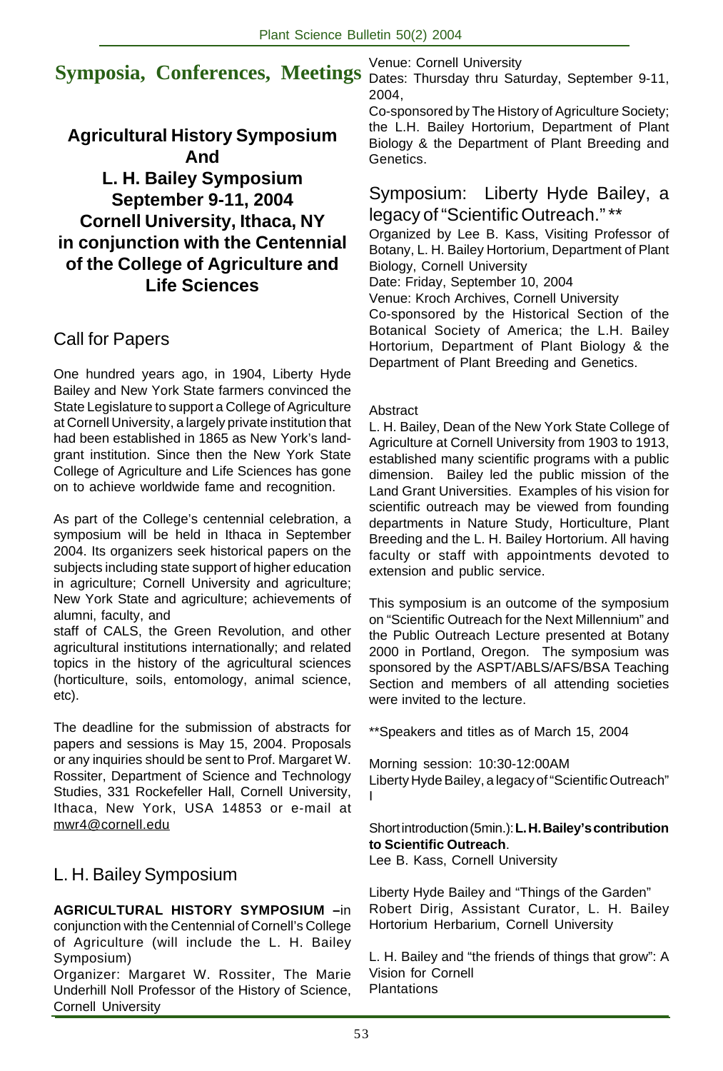# Symposia, Conferences, Meetings

## Agricultural History Symposium And L. H. Bailey Symposium September 9-11, 2004 Cornell University, Ithaca, NY in conjunction with the Centennial of the College of Agriculture and Life Sciences

## Call for Papers

One hundred years ago, in 1904, Liberty Hyde Bailey and New York State farmers convinced the State Legislature to support a College of Agriculture at Cornell University, a largely private institution that had been established in 1865 as New York's land-grant institution. Since then the New York State College of Agriculture and Life Sciences has gone on to achieve worldwide fame and recognition.

As part of the College's centennial celebration, a symposium will be held in Ithaca in September 2004. Its organizers seek historical papers on the subjects including state support of higher education in agriculture; Cornell University and agriculture; New York State and agriculture; achievements of alumni, faculty, and staff of CALS, the Green Revolution, and other agricultural institutions internationally; and related topics in the history of the agricultural sciences (horticulture, soils, entomology, animal science, etc).

The deadline for the submission of abstracts for papers and sessions is May 15, 2004. Proposals or any inquiries should be sent to Prof. Margaret W. Rossiter, Department of Science and Technology Studies, 331 Rockefeller Hall, Cornell University, Ithaca, New York, USA 14853 or e-mail at mwr4@cornell.edu

## L. H. Bailey Symposium

**AGRICULTURAL HISTORY SYMPOSIUM –** in conjunction with the Centennial of Cornell's College of Agriculture (will include the L. H. Bailey Symposium)

Organizer: Margaret W. Rossiter, The Marie Underhill Noll Professor of the History of Science, Cornell University

Venue: Cornell University

Dates: Thursday thru Saturday, September 9-11, 2004,

Co-sponsored by The History of Agriculture Society; the L.H. Bailey Hortorium, Department of Plant Biology & the Department of Plant Breeding and Genetics.

## Symposium: Liberty Hyde Bailey, a legacy of "Scientific Outreach." **

Organized by Lee B. Kass, Visiting Professor of Botany, L. H. Bailey Hortorium, Department of Plant Biology, Cornell University

Date: Friday, September 10, 2004

Venue: Kroch Archives, Cornell University

Co-sponsored by the Historical Section of the Botanical Society of America; the L.H. Bailey Hortorium, Department of Plant Biology & the Department of Plant Breeding and Genetics.

Abstract

L. H. Bailey, Dean of the New York State College of Agriculture at Cornell University from 1903 to 1913, established many scientific programs with a public dimension. Bailey led the public mission of the Land Grant Universities. Examples of his vision for scientific outreach may be viewed from founding departments in Nature Study, Horticulture, Plant Breeding and the L. H. Bailey Hortorium. All having faculty or staff with appointments devoted to extension and public service.

This symposium is an outcome of the symposium on "Scientific Outreach for the Next Millennium" and the Public Outreach Lecture presented at Botany 2000 in Portland, Oregon. The symposium was sponsored by the ASPT/ABLS/AFS/BSA Teaching Section and members of all attending societies were invited to the lecture.

**Speakers and titles as of March 15, 2004

Morning session: 10:30-12:00AM

Liberty Hyde Bailey, a legacy of "Scientific Outreach" I

Short introduction (5min.): **L. H. Bailey's contribution to Scientific Outreach**.
Lee B. Kass, Cornell University

Liberty Hyde Bailey and "Things of the Garden"
Robert Dirig, Assistant Curator, L. H. Bailey Hortorium Herbarium, Cornell University

L. H. Bailey and "the friends of things that grow": A Vision for Cornell Plantations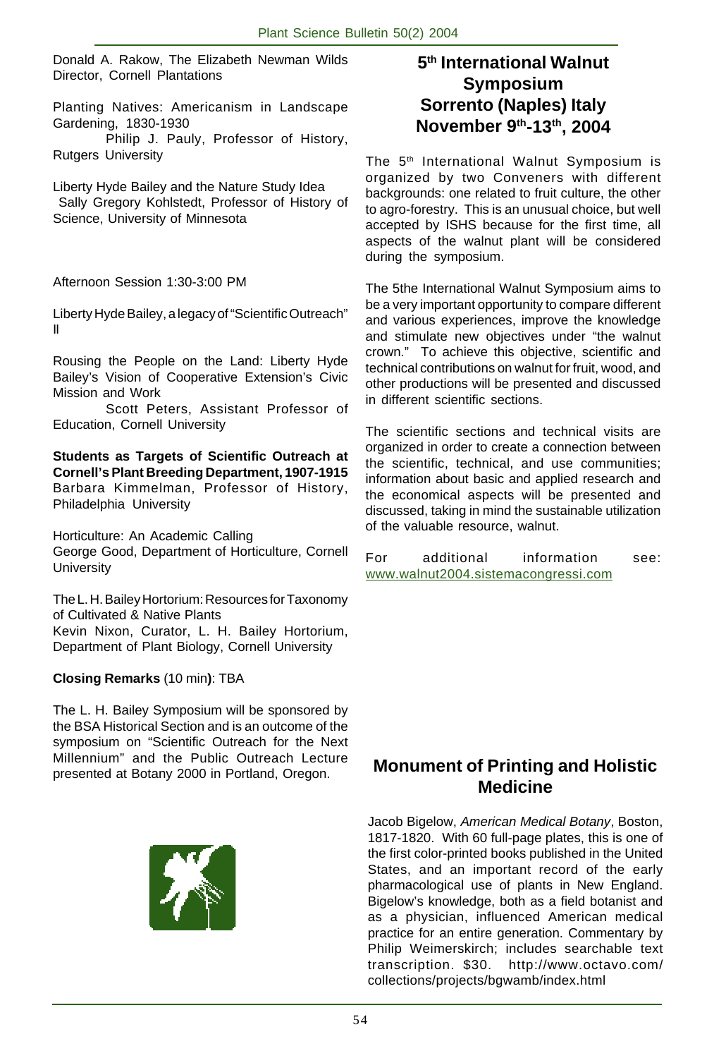Donald A. Rakow, The Elizabeth Newman Wilds Director, Cornell Plantations

Planting Natives: Americanism in Landscape Gardening, 1830-1930
Philip J. Pauly, Professor of History, Rutgers University

Liberty Hyde Bailey and the Nature Study Idea
Sally Gregory Kohlstedt, Professor of History of Science, University of Minnesota

Afternoon Session 1:30-3:00 PM

Liberty Hyde Bailey, a legacy of "Scientific Outreach" II

Rousing the People on the Land: Liberty Hyde Bailey's Vision of Cooperative Extension's Civic Mission and Work
Scott Peters, Assistant Professor of Education, Cornell University

**Students as Targets of Scientific Outreach at Cornell's Plant Breeding Department, 1907-1915**
Barbara Kimmelman, Professor of History, Philadelphia University

Horticulture: An Academic Calling
George Good, Department of Horticulture, Cornell University

The L. H. Bailey Hortorium: Resources for Taxonomy of Cultivated & Native Plants
Kevin Nixon, Curator, L. H. Bailey Hortorium, Department of Plant Biology, Cornell University

**Closing Remarks** (10 min**)**: TBA

The L. H. Bailey Symposium will be sponsored by the BSA Historical Section and is an outcome of the symposium on "Scientific Outreach for the Next Millennium" and the Public Outreach Lecture presented at Botany 2000 in Portland, Oregon.

## 5th International Walnut Symposium Sorrento (Naples) Italy November 9th-13th, 2004

The 5th International Walnut Symposium is organized by two Conveners with different backgrounds: one related to fruit culture, the other to agro-forestry. This is an unusual choice, but well accepted by ISHS because for the first time, all aspects of the walnut plant will be considered during the symposium.

The 5the International Walnut Symposium aims to be a very important opportunity to compare different and various experiences, improve the knowledge and stimulate new objectives under "the walnut crown." To achieve this objective, scientific and technical contributions on walnut for fruit, wood, and other productions will be presented and discussed in different scientific sections.

The scientific sections and technical visits are organized in order to create a connection between the scientific, technical, and use communities; information about basic and applied research and the economical aspects will be presented and discussed, taking in mind the sustainable utilization of the valuable resource, walnut.

For additional information see: www.walnut2004.sistemacongressi.com

## Monument of Printing and Holistic Medicine

Jacob Bigelow, *American Medical Botany*, Boston, 1817-1820. With 60 full-page plates, this is one of the first color-printed books published in the United States, and an important record of the early pharmacological use of plants in New England. Bigelow's knowledge, both as a field botanist and as a physician, influenced American medical practice for an entire generation. Commentary by Philip Weimerskirch; includes searchable text transcription. $30. http://www.octavo.com/collections/projects/bgwamb/index.html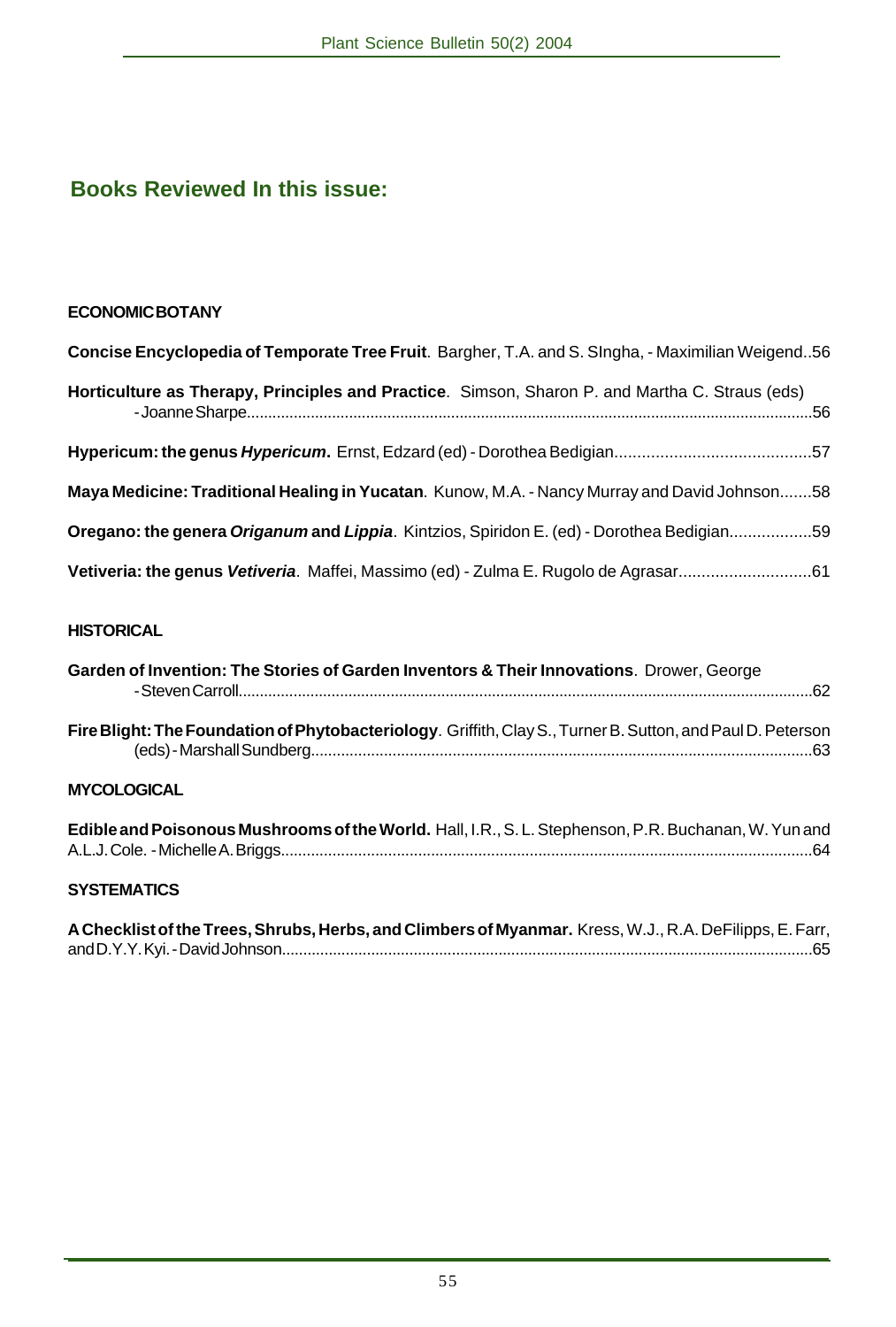## Books Reviewed In this issue:

### ECONOMIC BOTANY

**Concise Encyclopedia of Temporate Tree Fruit**. Bargher, T.A. and S. SIngha, - Maximilian Weigend..56

**Horticulture as Therapy, Principles and Practice**. Simson, Sharon P. and Martha C. Straus (eds) - Joanne Sharpe....................................................................................................................................56

**Hypericum: the genus *Hypericum*.** Ernst, Edzard (ed) - Dorothea Bedigian...........................................57

**Maya Medicine: Traditional Healing in Yucatan**. Kunow, M.A. - Nancy Murray and David Johnson.......58

**Oregano: the genera *Origanum* and *Lippia***. Kintzios, Spiridon E. (ed) - Dorothea Bedigian..................59

**Vetiveria: the genus *Vetiveria***. Maffei, Massimo (ed) - Zulma E. Rugolo de Agrasar.............................61

### HISTORICAL

**Garden of Invention: The Stories of Garden Inventors & Their Innovations**. Drower, George - Steven Carroll......................................................................................................................................62

**Fire Blight: The Foundation of Phytobacteriology**. Griffith, Clay S., Turner B. Sutton, and Paul D. Peterson (eds) - Marshall Sundberg.....................................................................................................................63

### MYCOLOGICAL

**Edible and Poisonous Mushrooms of the World.** Hall, I.R., S. L. Stephenson, P.R. Buchanan, W. Yun and A.L.J. Cole. - Michelle A. Briggs............................................................................................................................64

### SYSTEMATICS

**A Checklist of the Trees, Shrubs, Herbs, and Climbers of Myanmar.** Kress, W.J., R.A. DeFilipps, E. Farr, and D.Y.Y. Kyi. - David Johnson............................................................................................................................65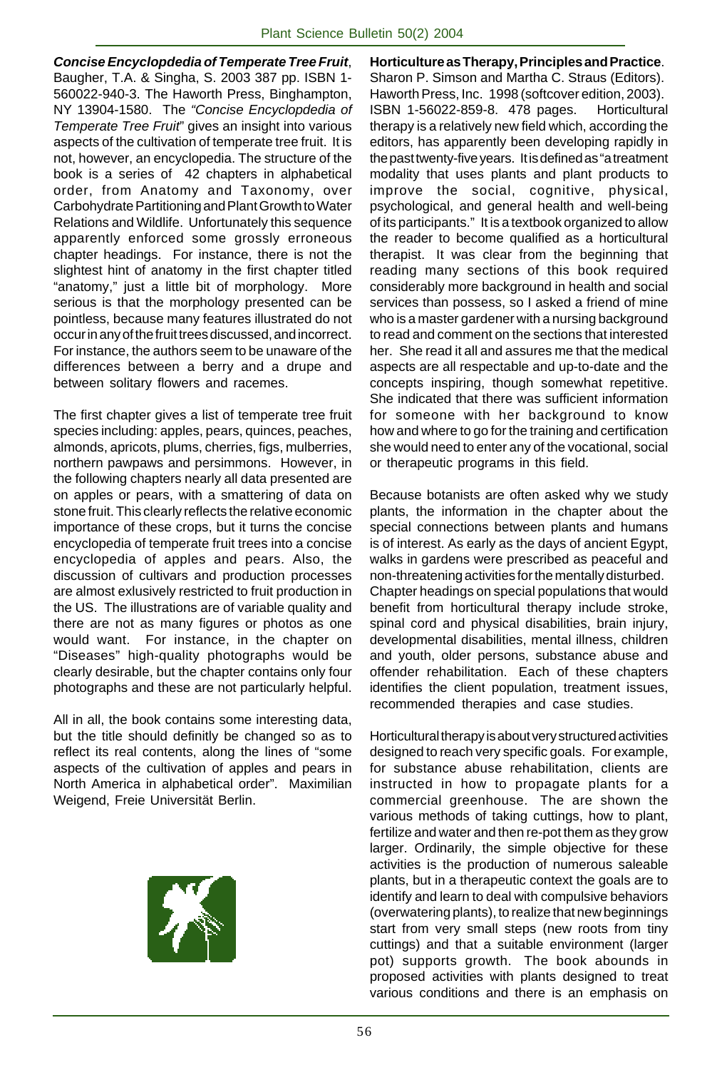***Concise Encyclopdedia of Temperate Tree Fruit***, Baugher, T.A. & Singha, S. 2003 387 pp. ISBN 1-560022-940-3. The Haworth Press, Binghampton, NY 13904-1580. The *"Concise Encyclopdedia of Temperate Tree Fruit*" gives an insight into various aspects of the cultivation of temperate tree fruit. It is not, however, an encyclopedia. The structure of the book is a series of 42 chapters in alphabetical order, from Anatomy and Taxonomy, over Carbohydrate Partitioning and Plant Growth to Water Relations and Wildlife. Unfortunately this sequence apparently enforced some grossly erroneous chapter headings. For instance, there is not the slightest hint of anatomy in the first chapter titled "anatomy," just a little bit of morphology. More serious is that the morphology presented can be pointless, because many features illustrated do not occur in any of the fruit trees discussed, and incorrect. For instance, the authors seem to be unaware of the differences between a berry and a drupe and between solitary flowers and racemes.

The first chapter gives a list of temperate tree fruit species including: apples, pears, quinces, peaches, almonds, apricots, plums, cherries, figs, mulberries, northern pawpaws and persimmons. However, in the following chapters nearly all data presented are on apples or pears, with a smattering of data on stone fruit. This clearly reflects the relative economic importance of these crops, but it turns the concise encyclopedia of temperate fruit trees into a concise encyclopedia of apples and pears. Also, the discussion of cultivars and production processes are almost exlusively restricted to fruit production in the US. The illustrations are of variable quality and there are not as many figures or photos as one would want. For instance, in the chapter on "Diseases" high-quality photographs would be clearly desirable, but the chapter contains only four photographs and these are not particularly helpful.

All in all, the book contains some interesting data, but the title should definitly be changed so as to reflect its real contents, along the lines of "some aspects of the cultivation of apples and pears in North America in alphabetical order". Maximilian Weigend, Freie Universität Berlin.

**Horticulture as Therapy, Principles and Practice**. Sharon P. Simson and Martha C. Straus (Editors). Haworth Press, Inc. 1998 (softcover edition, 2003). ISBN 1-56022-859-8. 478 pages. Horticultural therapy is a relatively new field which, according the editors, has apparently been developing rapidly in the past twenty-five years. It is defined as "a treatment modality that uses plants and plant products to improve the social, cognitive, physical, psychological, and general health and well-being of its participants." It is a textbook organized to allow the reader to become qualified as a horticultural therapist. It was clear from the beginning that reading many sections of this book required considerably more background in health and social services than possess, so I asked a friend of mine who is a master gardener with a nursing background to read and comment on the sections that interested her. She read it all and assures me that the medical aspects are all respectable and up-to-date and the concepts inspiring, though somewhat repetitive. She indicated that there was sufficient information for someone with her background to know how and where to go for the training and certification she would need to enter any of the vocational, social or therapeutic programs in this field.

Because botanists are often asked why we study plants, the information in the chapter about the special connections between plants and humans is of interest. As early as the days of ancient Egypt, walks in gardens were prescribed as peaceful and non-threatening activities for the mentally disturbed. Chapter headings on special populations that would benefit from horticultural therapy include stroke, spinal cord and physical disabilities, brain injury, developmental disabilities, mental illness, children and youth, older persons, substance abuse and offender rehabilitation. Each of these chapters identifies the client population, treatment issues, recommended therapies and case studies.

Horticultural therapy is about very structured activities designed to reach very specific goals. For example, for substance abuse rehabilitation, clients are instructed in how to propagate plants for a commercial greenhouse. The are shown the various methods of taking cuttings, how to plant, fertilize and water and then re-pot them as they grow larger. Ordinarily, the simple objective for these activities is the production of numerous saleable plants, but in a therapeutic context the goals are to identify and learn to deal with compulsive behaviors (overwatering plants), to realize that new beginnings start from very small steps (new roots from tiny cuttings) and that a suitable environment (larger pot) supports growth. The book abounds in proposed activities with plants designed to treat various conditions and there is an emphasis on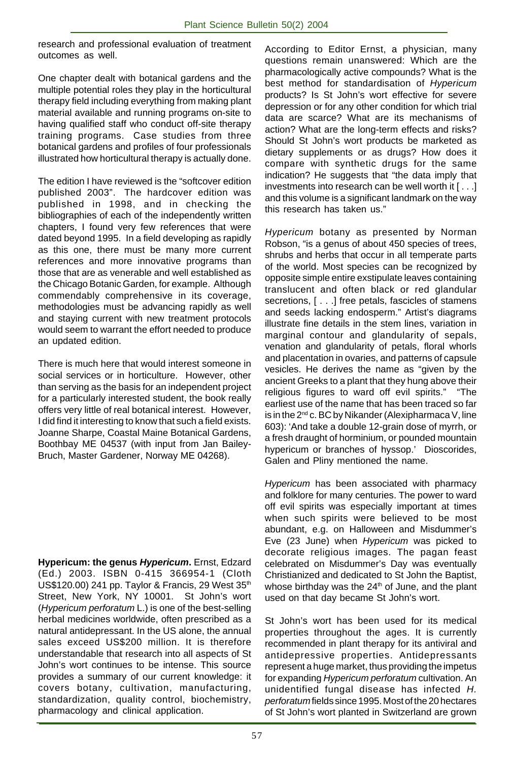research and professional evaluation of treatment outcomes as well.

One chapter dealt with botanical gardens and the multiple potential roles they play in the horticultural therapy field including everything from making plant material available and running programs on-site to having qualified staff who conduct off-site therapy training programs. Case studies from three botanical gardens and profiles of four professionals illustrated how horticultural therapy is actually done.

The edition I have reviewed is the "softcover edition published 2003". The hardcover edition was published in 1998, and in checking the bibliographies of each of the independently written chapters, I found very few references that were dated beyond 1995. In a field developing as rapidly as this one, there must be many more current references and more innovative programs than those that are as venerable and well established as the Chicago Botanic Garden, for example. Although commendably comprehensive in its coverage, methodologies must be advancing rapidly as well and staying current with new treatment protocols would seem to warrant the effort needed to produce an updated edition.

There is much here that would interest someone in social services or in horticulture. However, other than serving as the basis for an independent project for a particularly interested student, the book really offers very little of real botanical interest. However, I did find it interesting to know that such a field exists. Joanne Sharpe, Coastal Maine Botanical Gardens, Boothbay ME 04537 (with input from Jan Bailey-Bruch, Master Gardener, Norway ME 04268).

**Hypericum: the genus *Hypericum*.** Ernst, Edzard (Ed.) 2003. ISBN 0-415 366954-1 (Cloth US$120.00) 241 pp. Taylor & Francis, 29 West 35th Street, New York, NY 10001. St John's wort (*Hypericum perforatum* L.) is one of the best-selling herbal medicines worldwide, often prescribed as a natural antidepressant. In the US alone, the annual sales exceed US$200 million. It is therefore understandable that research into all aspects of St John's wort continues to be intense. This source provides a summary of our current knowledge: it covers botany, cultivation, manufacturing, standardization, quality control, biochemistry, pharmacology and clinical application.

According to Editor Ernst, a physician, many questions remain unanswered: Which are the pharmacologically active compounds? What is the best method for standardisation of *Hypericum* products? Is St John's wort effective for severe depression or for any other condition for which trial data are scarce? What are its mechanisms of action? What are the long-term effects and risks? Should St John's wort products be marketed as dietary supplements or as drugs? How does it compare with synthetic drugs for the same indication? He suggests that "the data imply that investments into research can be well worth it [ . . .] and this volume is a significant landmark on the way this research has taken us."

*Hypericum* botany as presented by Norman Robson, "is a genus of about 450 species of trees, shrubs and herbs that occur in all temperate parts of the world. Most species can be recognized by opposite simple entire exstipulate leaves containing translucent and often black or red glandular secretions, [ . . .] free petals, fascicles of stamens and seeds lacking endosperm." Artist's diagrams illustrate fine details in the stem lines, variation in marginal contour and glandularity of sepals, venation and glandularity of petals, floral whorls and placentation in ovaries, and patterns of capsule vesicles. He derives the name as "given by the ancient Greeks to a plant that they hung above their religious figures to ward off evil spirits." "The earliest use of the name that has been traced so far is in the 2nd c. BC by Nikander (Alexipharmaca V, line 603): 'And take a double 12-grain dose of myrrh, or a fresh draught of horminium, or pounded mountain hypericum or branches of hyssop.' Dioscorides, Galen and Pliny mentioned the name.

*Hypericum* has been associated with pharmacy and folklore for many centuries. The power to ward off evil spirits was especially important at times when such spirits were believed to be most abundant, e.g. on Halloween and Misdummer's Eve (23 June) when *Hypericum* was picked to decorate religious images. The pagan feast celebrated on Misdummer's Day was eventually Christianized and dedicated to St John the Baptist, whose birthday was the 24th of June, and the plant used on that day became St John's wort.

St John's wort has been used for its medical properties throughout the ages. It is currently recommended in plant therapy for its antiviral and antidepressive properties. Antidepressants represent a huge market, thus providing the impetus for expanding *Hypericum perforatum* cultivation. An unidentified fungal disease has infected *H. perforatum* fields since 1995. Most of the 20 hectares of St John's wort planted in Switzerland are grown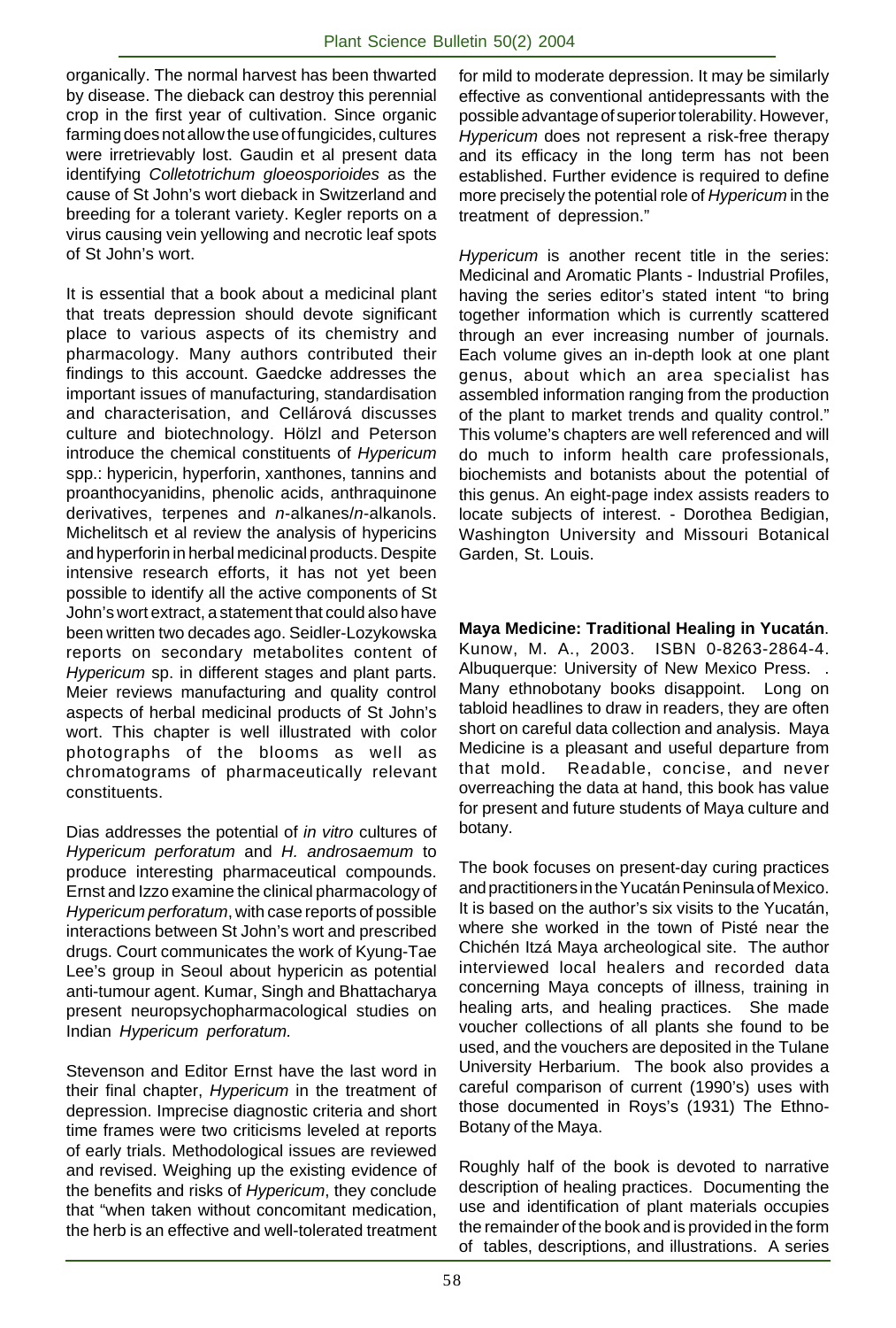organically. The normal harvest has been thwarted by disease. The dieback can destroy this perennial crop in the first year of cultivation. Since organic farming does not allow the use of fungicides, cultures were irretrievably lost. Gaudin et al present data identifying *Colletotrichum gloeosporioides* as the cause of St John's wort dieback in Switzerland and breeding for a tolerant variety. Kegler reports on a virus causing vein yellowing and necrotic leaf spots of St John's wort.

It is essential that a book about a medicinal plant that treats depression should devote significant place to various aspects of its chemistry and pharmacology. Many authors contributed their findings to this account. Gaedcke addresses the important issues of manufacturing, standardisation and characterisation, and Cellárová discusses culture and biotechnology. Hölzl and Peterson introduce the chemical constituents of *Hypericum* spp.: hypericin, hyperforin, xanthones, tannins and proanthocyanidins, phenolic acids, anthraquinone derivatives, terpenes and *n*-alkanes/*n*-alkanols. Michelitsch et al review the analysis of hypericins and hyperforin in herbal medicinal products. Despite intensive research efforts, it has not yet been possible to identify all the active components of St John's wort extract, a statement that could also have been written two decades ago. Seidler-Lozykowska reports on secondary metabolites content of *Hypericum* sp. in different stages and plant parts. Meier reviews manufacturing and quality control aspects of herbal medicinal products of St John's wort. This chapter is well illustrated with color photographs of the blooms as well as chromatograms of pharmaceutically relevant constituents.

Dias addresses the potential of *in vitro* cultures of *Hypericum perforatum* and *H. androsaemum* to produce interesting pharmaceutical compounds. Ernst and Izzo examine the clinical pharmacology of *Hypericum perforatum*, with case reports of possible interactions between St John's wort and prescribed drugs. Court communicates the work of Kyung-Tae Lee's group in Seoul about hypericin as potential anti-tumour agent. Kumar, Singh and Bhattacharya present neuropsychopharmacological studies on Indian *Hypericum perforatum.*

Stevenson and Editor Ernst have the last word in their final chapter, *Hypericum* in the treatment of depression. Imprecise diagnostic criteria and short time frames were two criticisms leveled at reports of early trials. Methodological issues are reviewed and revised. Weighing up the existing evidence of the benefits and risks of *Hypericum*, they conclude that "when taken without concomitant medication, the herb is an effective and well-tolerated treatment for mild to moderate depression. It may be similarly effective as conventional antidepressants with the possible advantage of superior tolerability. However, *Hypericum* does not represent a risk-free therapy and its efficacy in the long term has not been established. Further evidence is required to define more precisely the potential role of *Hypericum* in the treatment of depression."

*Hypericum* is another recent title in the series: Medicinal and Aromatic Plants - Industrial Profiles, having the series editor's stated intent "to bring together information which is currently scattered through an ever increasing number of journals. Each volume gives an in-depth look at one plant genus, about which an area specialist has assembled information ranging from the production of the plant to market trends and quality control." This volume's chapters are well referenced and will do much to inform health care professionals, biochemists and botanists about the potential of this genus. An eight-page index assists readers to locate subjects of interest. - Dorothea Bedigian, Washington University and Missouri Botanical Garden, St. Louis.

**Maya Medicine: Traditional Healing in Yucatán**. Kunow, M. A., 2003. ISBN 0-8263-2864-4. Albuquerque: University of New Mexico Press. . Many ethnobotany books disappoint. Long on tabloid headlines to draw in readers, they are often short on careful data collection and analysis. Maya Medicine is a pleasant and useful departure from that mold. Readable, concise, and never overreaching the data at hand, this book has value for present and future students of Maya culture and botany.

The book focuses on present-day curing practices and practitioners in the Yucatán Peninsula of Mexico. It is based on the author's six visits to the Yucatán, where she worked in the town of Pisté near the Chichén Itzá Maya archeological site. The author interviewed local healers and recorded data concerning Maya concepts of illness, training in healing arts, and healing practices. She made voucher collections of all plants she found to be used, and the vouchers are deposited in the Tulane University Herbarium. The book also provides a careful comparison of current (1990's) uses with those documented in Roys's (1931) The Ethno-Botany of the Maya.

Roughly half of the book is devoted to narrative description of healing practices. Documenting the use and identification of plant materials occupies the remainder of the book and is provided in the form of tables, descriptions, and illustrations. A series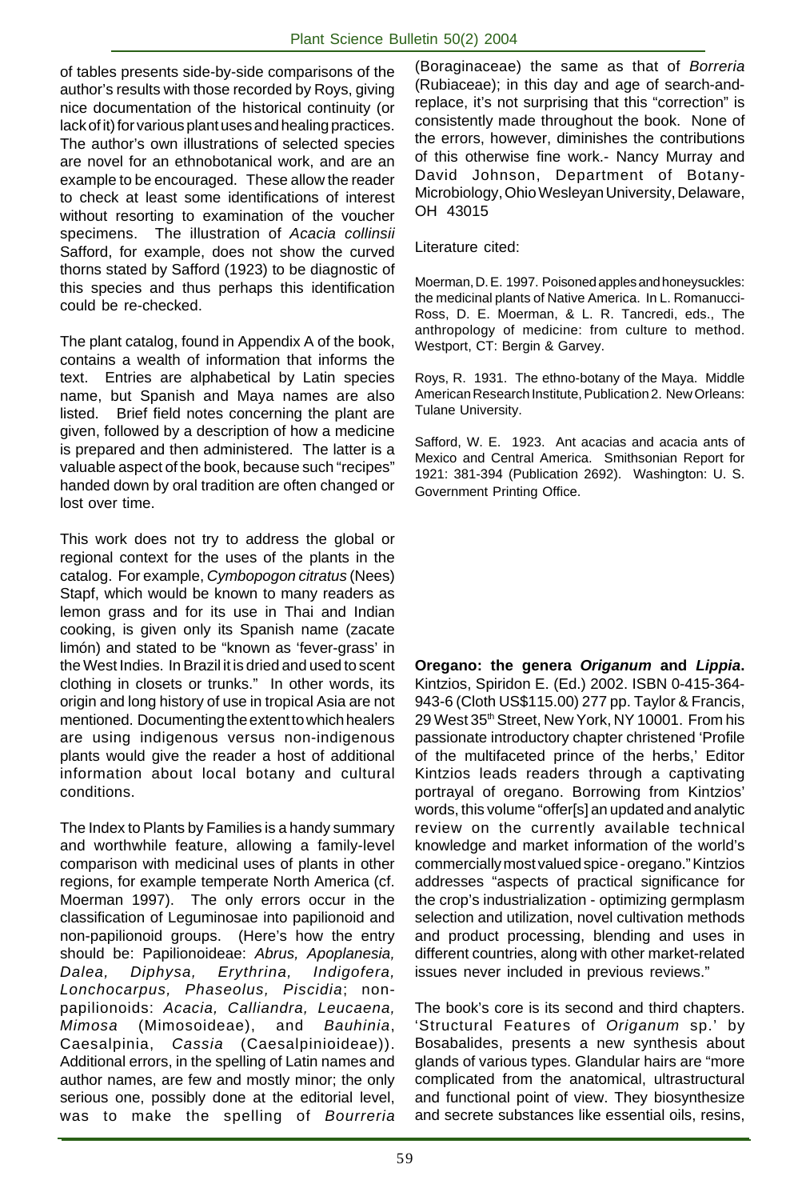of tables presents side-by-side comparisons of the author's results with those recorded by Roys, giving nice documentation of the historical continuity (or lack of it) for various plant uses and healing practices. The author's own illustrations of selected species are novel for an ethnobotanical work, and are an example to be encouraged. These allow the reader to check at least some identifications of interest without resorting to examination of the voucher specimens. The illustration of *Acacia collinsii* Safford, for example, does not show the curved thorns stated by Safford (1923) to be diagnostic of this species and thus perhaps this identification could be re-checked.

The plant catalog, found in Appendix A of the book, contains a wealth of information that informs the text. Entries are alphabetical by Latin species name, but Spanish and Maya names are also listed. Brief field notes concerning the plant are given, followed by a description of how a medicine is prepared and then administered. The latter is a valuable aspect of the book, because such "recipes" handed down by oral tradition are often changed or lost over time.

This work does not try to address the global or regional context for the uses of the plants in the catalog. For example, *Cymbopogon citratus* (Nees) Stapf, which would be known to many readers as lemon grass and for its use in Thai and Indian cooking, is given only its Spanish name (zacate limón) and stated to be "known as 'fever-grass' in the West Indies. In Brazil it is dried and used to scent clothing in closets or trunks." In other words, its origin and long history of use in tropical Asia are not mentioned. Documenting the extent to which healers are using indigenous versus non-indigenous plants would give the reader a host of additional information about local botany and cultural conditions.

The Index to Plants by Families is a handy summary and worthwhile feature, allowing a family-level comparison with medicinal uses of plants in other regions, for example temperate North America (cf. Moerman 1997). The only errors occur in the classification of Leguminosae into papilionoid and non-papilionoid groups. (Here's how the entry should be: Papilionoideae: *Abrus, Apoplanesia, Dalea, Diphysa, Erythrina, Indigofera, Lonchocarpus, Phaseolus, Piscidia*; non-papilionoids: *Acacia, Calliandra, Leucaena, Mimosa* (Mimosoideae), and *Bauhinia*, Caesalpinia, *Cassia* (Caesalpinioideae)). Additional errors, in the spelling of Latin names and author names, are few and mostly minor; the only serious one, possibly done at the editorial level, was to make the spelling of *Bourreria* (Boraginaceae) the same as that of *Borreria* (Rubiaceae); in this day and age of search-and-replace, it's not surprising that this "correction" is consistently made throughout the book. None of the errors, however, diminishes the contributions of this otherwise fine work.- Nancy Murray and David Johnson, Department of Botany-Microbiology, Ohio Wesleyan University, Delaware, OH 43015

Literature cited:

Moerman, D. E. 1997. Poisoned apples and honeysuckles: the medicinal plants of Native America. In L. Romanucci-Ross, D. E. Moerman, & L. R. Tancredi, eds., The anthropology of medicine: from culture to method. Westport, CT: Bergin & Garvey.

Roys, R. 1931. The ethno-botany of the Maya. Middle American Research Institute, Publication 2. New Orleans: Tulane University.

Safford, W. E. 1923. Ant acacias and acacia ants of Mexico and Central America. Smithsonian Report for 1921: 381-394 (Publication 2692). Washington: U. S. Government Printing Office.

**Oregano: the genera *Origanum* and *Lippia*.** Kintzios, Spiridon E. (Ed.) 2002. ISBN 0-415-364-943-6 (Cloth US$115.00) 277 pp. Taylor & Francis, 29 West 35th Street, New York, NY 10001. From his passionate introductory chapter christened 'Profile of the multifaceted prince of the herbs,' Editor Kintzios leads readers through a captivating portrayal of oregano. Borrowing from Kintzios' words, this volume "offer[s] an updated and analytic review on the currently available technical knowledge and market information of the world's commercially most valued spice - oregano." Kintzios addresses "aspects of practical significance for the crop's industrialization - optimizing germplasm selection and utilization, novel cultivation methods and product processing, blending and uses in different countries, along with other market-related issues never included in previous reviews."

The book's core is its second and third chapters. 'Structural Features of *Origanum* sp.' by Bosabalides, presents a new synthesis about glands of various types. Glandular hairs are "more complicated from the anatomical, ultrastructural and functional point of view. They biosynthesize and secrete substances like essential oils, resins,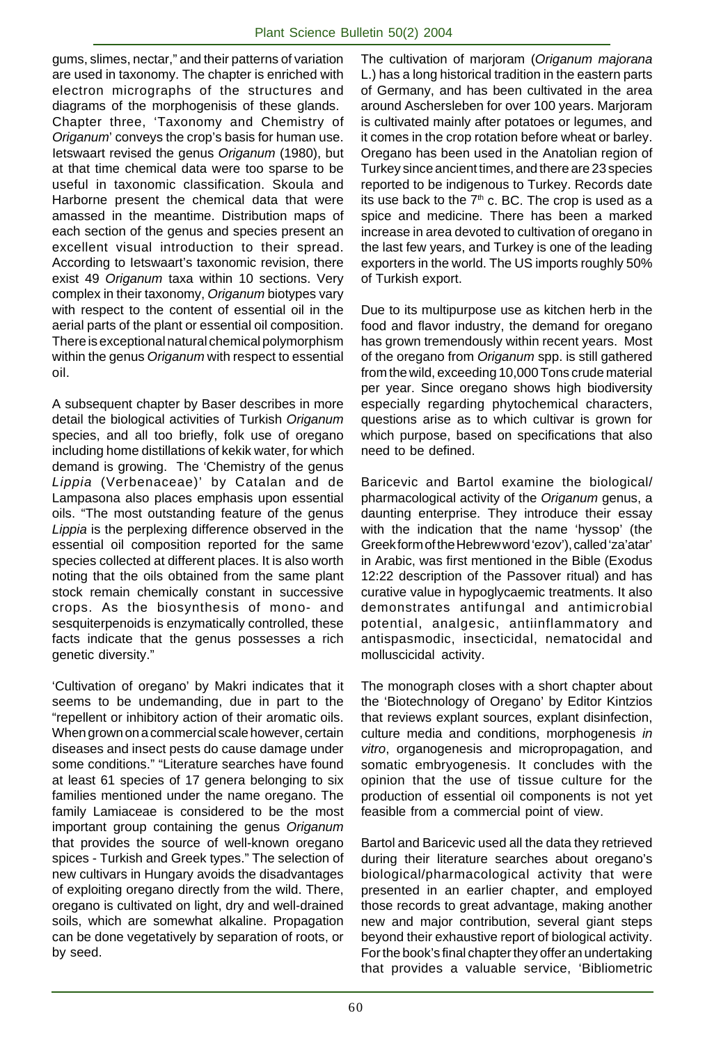gums, slimes, nectar," and their patterns of variation are used in taxonomy. The chapter is enriched with electron micrographs of the structures and diagrams of the morphogenisis of these glands.
Chapter three, 'Taxonomy and Chemistry of *Origanum*' conveys the crop's basis for human use. Ietswaart revised the genus *Origanum* (1980), but at that time chemical data were too sparse to be useful in taxonomic classification. Skoula and Harborne present the chemical data that were amassed in the meantime. Distribution maps of each section of the genus and species present an excellent visual introduction to their spread. According to Ietswaart's taxonomic revision, there exist 49 *Origanum* taxa within 10 sections. Very complex in their taxonomy, *Origanum* biotypes vary with respect to the content of essential oil in the aerial parts of the plant or essential oil composition. There is exceptional natural chemical polymorphism within the genus *Origanum* with respect to essential oil.

A subsequent chapter by Baser describes in more detail the biological activities of Turkish *Origanum* species, and all too briefly, folk use of oregano including home distillations of kekik water, for which demand is growing. The 'Chemistry of the genus *Lippia* (Verbenaceae)' by Catalan and de Lampasona also places emphasis upon essential oils. "The most outstanding feature of the genus *Lippia* is the perplexing difference observed in the essential oil composition reported for the same species collected at different places. It is also worth noting that the oils obtained from the same plant stock remain chemically constant in successive crops. As the biosynthesis of mono- and sesquiterpenoids is enzymatically controlled, these facts indicate that the genus possesses a rich genetic diversity."

'Cultivation of oregano' by Makri indicates that it seems to be undemanding, due in part to the "repellent or inhibitory action of their aromatic oils. When grown on a commercial scale however, certain diseases and insect pests do cause damage under some conditions." "Literature searches have found at least 61 species of 17 genera belonging to six families mentioned under the name oregano. The family Lamiaceae is considered to be the most important group containing the genus *Origanum* that provides the source of well-known oregano spices - Turkish and Greek types." The selection of new cultivars in Hungary avoids the disadvantages of exploiting oregano directly from the wild. There, oregano is cultivated on light, dry and well-drained soils, which are somewhat alkaline. Propagation can be done vegetatively by separation of roots, or by seed.

The cultivation of marjoram (*Origanum majorana* L.) has a long historical tradition in the eastern parts of Germany, and has been cultivated in the area around Aschersleben for over 100 years. Marjoram is cultivated mainly after potatoes or legumes, and it comes in the crop rotation before wheat or barley. Oregano has been used in the Anatolian region of Turkey since ancient times, and there are 23 species reported to be indigenous to Turkey. Records date its use back to the 7th c. BC. The crop is used as a spice and medicine. There has been a marked increase in area devoted to cultivation of oregano in the last few years, and Turkey is one of the leading exporters in the world. The US imports roughly 50% of Turkish export.

Due to its multipurpose use as kitchen herb in the food and flavor industry, the demand for oregano has grown tremendously within recent years. Most of the oregano from *Origanum* spp. is still gathered from the wild, exceeding 10,000 Tons crude material per year. Since oregano shows high biodiversity especially regarding phytochemical characters, questions arise as to which cultivar is grown for which purpose, based on specifications that also need to be defined.

Baricevic and Bartol examine the biological/ pharmacological activity of the *Origanum* genus, a daunting enterprise. They introduce their essay with the indication that the name 'hyssop' (the Greek form of the Hebrew word 'ezov'), called 'za'atar' in Arabic, was first mentioned in the Bible (Exodus 12:22 description of the Passover ritual) and has curative value in hypoglycaemic treatments. It also demonstrates antifungal and antimicrobial potential, analgesic, antiinflammatory and antispasmodic, insecticidal, nematocidal and molluscicidal activity.

The monograph closes with a short chapter about the 'Biotechnology of Oregano' by Editor Kintzios that reviews explant sources, explant disinfection, culture media and conditions, morphogenesis *in vitro*, organogenesis and micropropagation, and somatic embryogenesis. It concludes with the opinion that the use of tissue culture for the production of essential oil components is not yet feasible from a commercial point of view.

Bartol and Baricevic used all the data they retrieved during their literature searches about oregano's biological/pharmacological activity that were presented in an earlier chapter, and employed those records to great advantage, making another new and major contribution, several giant steps beyond their exhaustive report of biological activity. For the book's final chapter they offer an undertaking that provides a valuable service, 'Bibliometric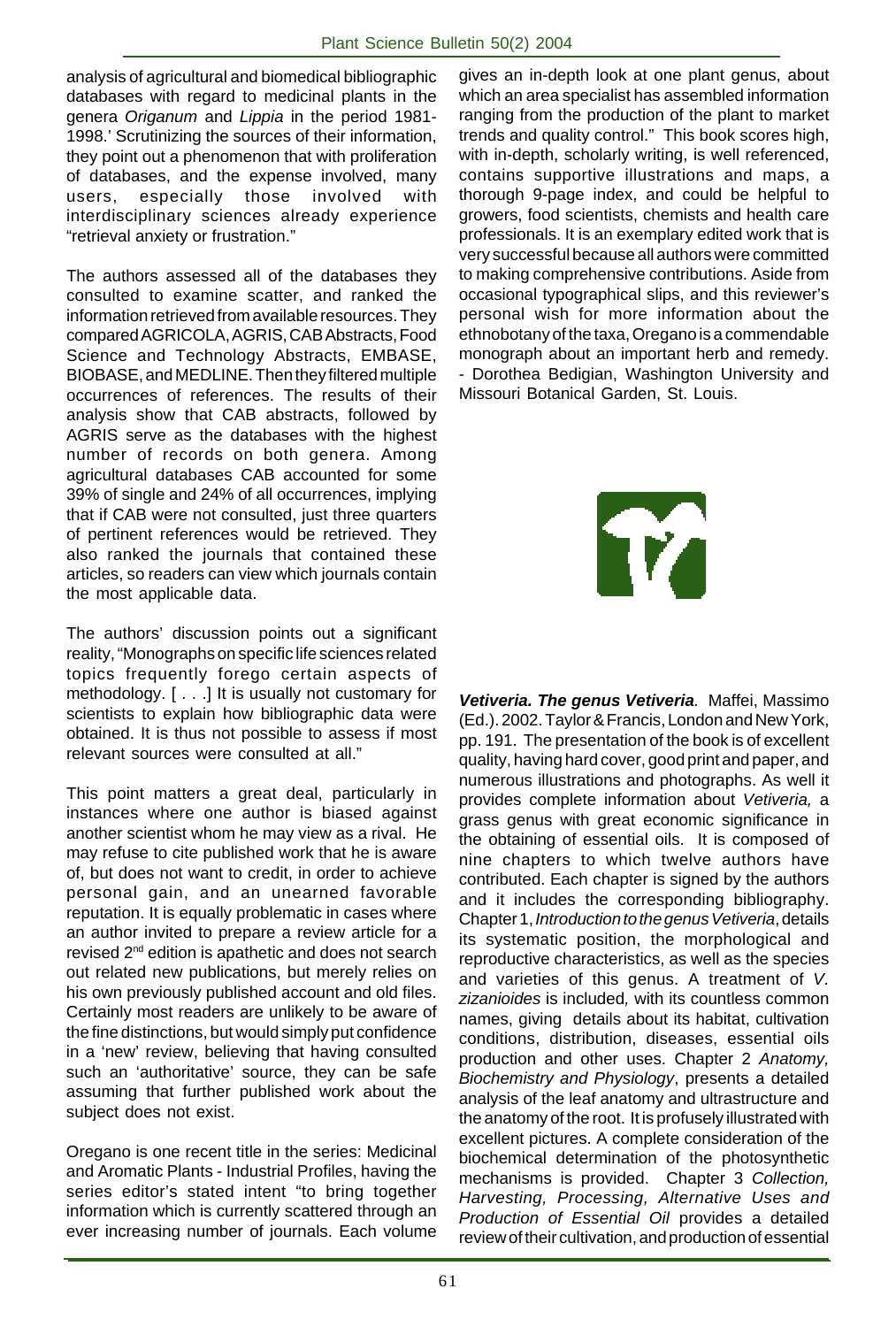analysis of agricultural and biomedical bibliographic databases with regard to medicinal plants in the genera *Origanum* and *Lippia* in the period 1981-1998.' Scrutinizing the sources of their information, they point out a phenomenon that with proliferation of databases, and the expense involved, many users, especially those involved with interdisciplinary sciences already experience "retrieval anxiety or frustration."

The authors assessed all of the databases they consulted to examine scatter, and ranked the information retrieved from available resources. They compared AGRICOLA, AGRIS, CAB Abstracts, Food Science and Technology Abstracts, EMBASE, BIOBASE, and MEDLINE. Then they filtered multiple occurrences of references. The results of their analysis show that CAB abstracts, followed by AGRIS serve as the databases with the highest number of records on both genera. Among agricultural databases CAB accounted for some 39% of single and 24% of all occurrences, implying that if CAB were not consulted, just three quarters of pertinent references would be retrieved. They also ranked the journals that contained these articles, so readers can view which journals contain the most applicable data.

The authors' discussion points out a significant reality, "Monographs on specific life sciences related topics frequently forego certain aspects of methodology. [ . . .] It is usually not customary for scientists to explain how bibliographic data were obtained. It is thus not possible to assess if most relevant sources were consulted at all."

This point matters a great deal, particularly in instances where one author is biased against another scientist whom he may view as a rival. He may refuse to cite published work that he is aware of, but does not want to credit, in order to achieve personal gain, and an unearned favorable reputation. It is equally problematic in cases where an author invited to prepare a review article for a revised 2nd edition is apathetic and does not search out related new publications, but merely relies on his own previously published account and old files. Certainly most readers are unlikely to be aware of the fine distinctions, but would simply put confidence in a 'new' review, believing that having consulted such an 'authoritative' source, they can be safe assuming that further published work about the subject does not exist.

Oregano is one recent title in the series: Medicinal and Aromatic Plants - Industrial Profiles, having the series editor's stated intent "to bring together information which is currently scattered through an ever increasing number of journals. Each volume gives an in-depth look at one plant genus, about which an area specialist has assembled information ranging from the production of the plant to market trends and quality control." This book scores high, with in-depth, scholarly writing, is well referenced, contains supportive illustrations and maps, a thorough 9-page index, and could be helpful to growers, food scientists, chemists and health care professionals. It is an exemplary edited work that is very successful because all authors were committed to making comprehensive contributions. Aside from occasional typographical slips, and this reviewer's personal wish for more information about the ethnobotany of the taxa, Oregano is a commendable monograph about an important herb and remedy. - Dorothea Bedigian, Washington University and Missouri Botanical Garden, St. Louis.

***Vetiveria. The genus Vetiveria***. Maffei, Massimo (Ed.). 2002. Taylor & Francis, London and New York, pp. 191. The presentation of the book is of excellent quality, having hard cover, good print and paper, and numerous illustrations and photographs. As well it provides complete information about *Vetiveria,* a grass genus with great economic significance in the obtaining of essential oils. It is composed of nine chapters to which twelve authors have contributed. Each chapter is signed by the authors and it includes the corresponding bibliography. Chapter 1, *Introduction to the genus Vetiveria*, details its systematic position, the morphological and reproductive characteristics, as well as the species and varieties of this genus. A treatment of *V. zizanioides* is included, with its countless common names, giving details about its habitat, cultivation conditions, distribution, diseases, essential oils production and other uses. Chapter 2 *Anatomy, Biochemistry and Physiology*, presents a detailed analysis of the leaf anatomy and ultrastructure and the anatomy of the root. It is profusely illustrated with excellent pictures. A complete consideration of the biochemical determination of the photosynthetic mechanisms is provided. Chapter 3 *Collection, Harvesting, Processing, Alternative Uses and Production of Essential Oil* provides a detailed review of their cultivation, and production of essential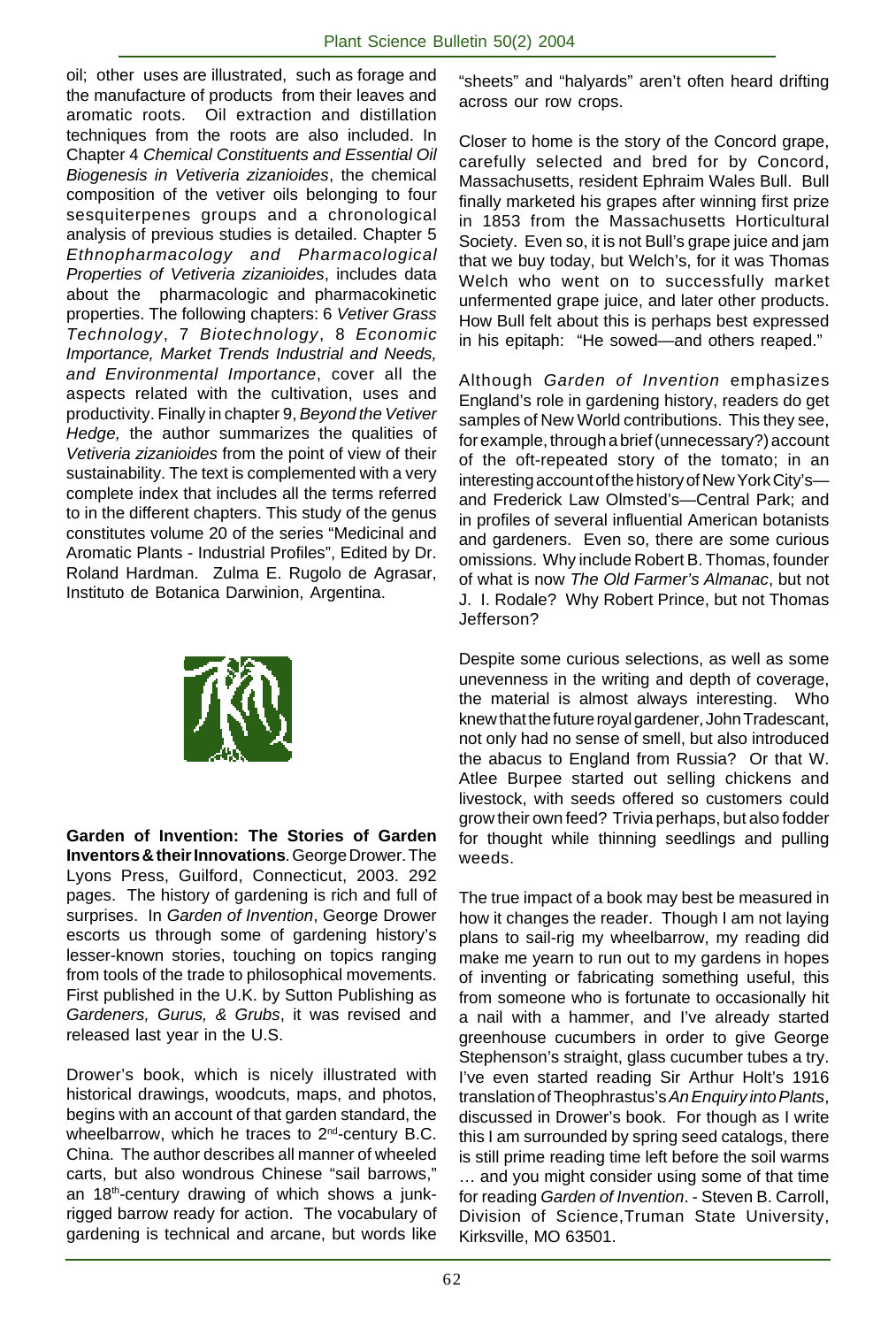oil; other uses are illustrated, such as forage and the manufacture of products from their leaves and aromatic roots. Oil extraction and distillation techniques from the roots are also included. In Chapter 4 *Chemical Constituents and Essential Oil Biogenesis in Vetiveria zizanioides*, the chemical composition of the vetiver oils belonging to four sesquiterpenes groups and a chronological analysis of previous studies is detailed. Chapter 5 *Ethnopharmacology and Pharmacological Properties of Vetiveria zizanioides*, includes data about the pharmacologic and pharmacokinetic properties. The following chapters: 6 *Vetiver Grass Technology*, 7 *Biotechnology*, 8 *Economic Importance, Market Trends Industrial and Needs, and Environmental Importance*, cover all the aspects related with the cultivation, uses and productivity. Finally in chapter 9, *Beyond the Vetiver Hedge,* the author summarizes the qualities of *Vetiveria zizanioides* from the point of view of their sustainability. The text is complemented with a very complete index that includes all the terms referred to in the different chapters. This study of the genus constitutes volume 20 of the series "Medicinal and Aromatic Plants - Industrial Profiles", Edited by Dr. Roland Hardman. Zulma E. Rugolo de Agrasar, Instituto de Botanica Darwinion, Argentina.

**Garden of Invention: The Stories of Garden Inventors & their Innovations**. George Drower. The Lyons Press, Guilford, Connecticut, 2003. 292 pages. The history of gardening is rich and full of surprises. In *Garden of Invention*, George Drower escorts us through some of gardening history's lesser-known stories, touching on topics ranging from tools of the trade to philosophical movements. First published in the U.K. by Sutton Publishing as *Gardeners, Gurus, & Grubs*, it was revised and released last year in the U.S.

Drower's book, which is nicely illustrated with historical drawings, woodcuts, maps, and photos, begins with an account of that garden standard, the wheelbarrow, which he traces to 2nd-century B.C. China. The author describes all manner of wheeled carts, but also wondrous Chinese "sail barrows," an 18th-century drawing of which shows a junk-rigged barrow ready for action. The vocabulary of gardening is technical and arcane, but words like "sheets" and "halyards" aren't often heard drifting across our row crops.

Closer to home is the story of the Concord grape, carefully selected and bred for by Concord, Massachusetts, resident Ephraim Wales Bull. Bull finally marketed his grapes after winning first prize in 1853 from the Massachusetts Horticultural Society. Even so, it is not Bull's grape juice and jam that we buy today, but Welch's, for it was Thomas Welch who went on to successfully market unfermented grape juice, and later other products. How Bull felt about this is perhaps best expressed in his epitaph: "He sowed—and others reaped."

Although *Garden of Invention* emphasizes England's role in gardening history, readers do get samples of New World contributions. This they see, for example, through a brief (unnecessary?) account of the oft-repeated story of the tomato; in an interesting account of the history of New York City's—and Frederick Law Olmsted's—Central Park; and in profiles of several influential American botanists and gardeners. Even so, there are some curious omissions. Why include Robert B. Thomas, founder of what is now *The Old Farmer's Almanac*, but not J. I. Rodale? Why Robert Prince, but not Thomas Jefferson?

Despite some curious selections, as well as some unevenness in the writing and depth of coverage, the material is almost always interesting. Who knew that the future royal gardener, John Tradescant, not only had no sense of smell, but also introduced the abacus to England from Russia? Or that W. Atlee Burpee started out selling chickens and livestock, with seeds offered so customers could grow their own feed? Trivia perhaps, but also fodder for thought while thinning seedlings and pulling weeds.

The true impact of a book may best be measured in how it changes the reader. Though I am not laying plans to sail-rig my wheelbarrow, my reading did make me yearn to run out to my gardens in hopes of inventing or fabricating something useful, this from someone who is fortunate to occasionally hit a nail with a hammer, and I've already started greenhouse cucumbers in order to give George Stephenson's straight, glass cucumber tubes a try. I've even started reading Sir Arthur Holt's 1916 translation of Theophrastus's *An Enquiry into Plants*, discussed in Drower's book. For though as I write this I am surrounded by spring seed catalogs, there is still prime reading time left before the soil warms … and you might consider using some of that time for reading *Garden of Invention*. - Steven B. Carroll, Division of Science, Truman State University, Kirksville, MO 63501.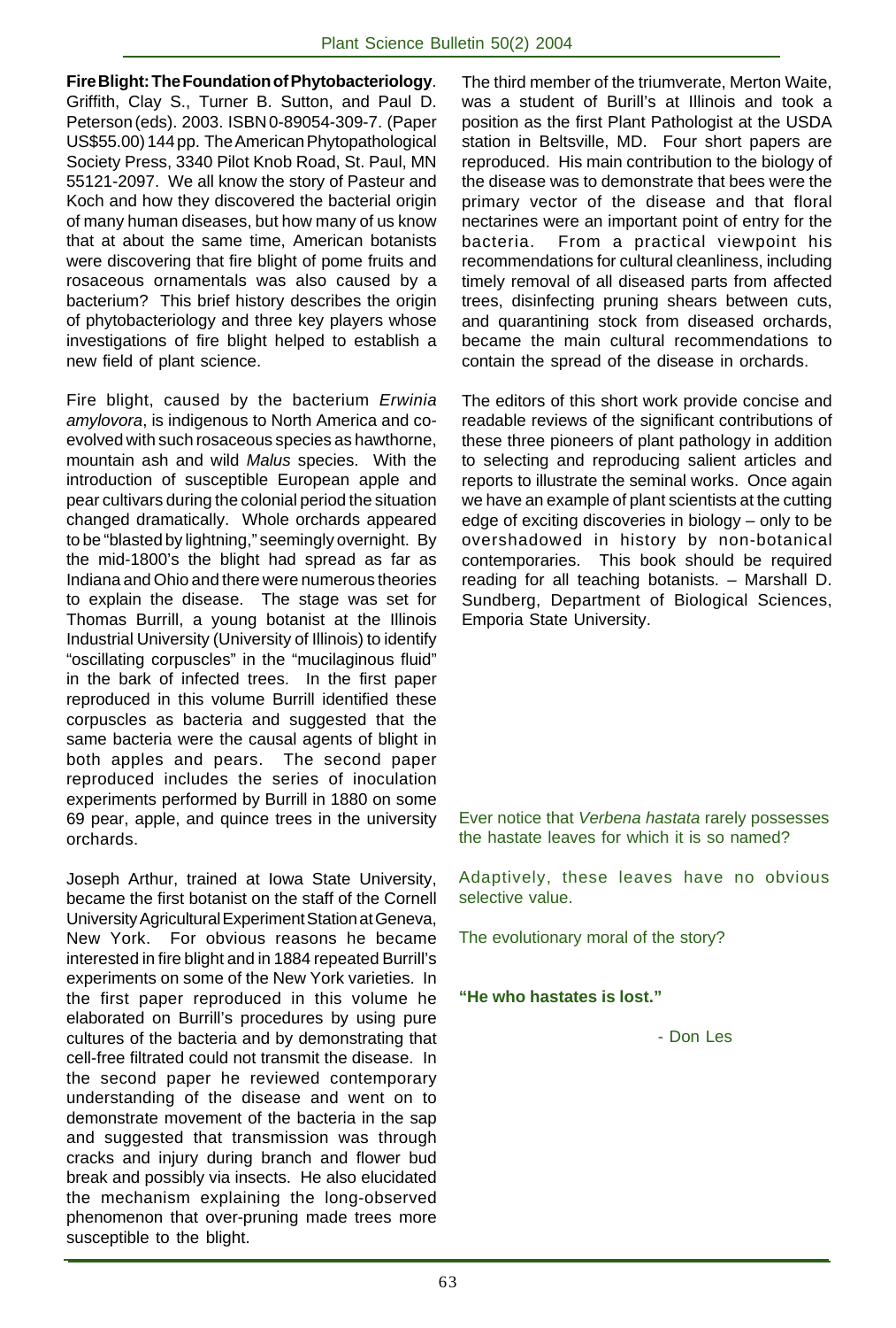**Fire Blight: The Foundation of Phytobacteriology**. Griffith, Clay S., Turner B. Sutton, and Paul D. Peterson (eds). 2003. ISBN 0-89054-309-7. (Paper US$55.00) 144 pp. The American Phytopathological Society Press, 3340 Pilot Knob Road, St. Paul, MN 55121-2097. We all know the story of Pasteur and Koch and how they discovered the bacterial origin of many human diseases, but how many of us know that at about the same time, American botanists were discovering that fire blight of pome fruits and rosaceous ornamentals was also caused by a bacterium? This brief history describes the origin of phytobacteriology and three key players whose investigations of fire blight helped to establish a new field of plant science.

Fire blight, caused by the bacterium *Erwinia amylovora*, is indigenous to North America and co-evolved with such rosaceous species as hawthorne, mountain ash and wild *Malus* species. With the introduction of susceptible European apple and pear cultivars during the colonial period the situation changed dramatically. Whole orchards appeared to be "blasted by lightning," seemingly overnight. By the mid-1800's the blight had spread as far as Indiana and Ohio and there were numerous theories to explain the disease. The stage was set for Thomas Burrill, a young botanist at the Illinois Industrial University (University of Illinois) to identify "oscillating corpuscles" in the "mucilaginous fluid" in the bark of infected trees. In the first paper reproduced in this volume Burrill identified these corpuscles as bacteria and suggested that the same bacteria were the causal agents of blight in both apples and pears. The second paper reproduced includes the series of inoculation experiments performed by Burrill in 1880 on some 69 pear, apple, and quince trees in the university orchards.

Joseph Arthur, trained at Iowa State University, became the first botanist on the staff of the Cornell University Agricultural Experiment Station at Geneva, New York. For obvious reasons he became interested in fire blight and in 1884 repeated Burrill's experiments on some of the New York varieties. In the first paper reproduced in this volume he elaborated on Burrill's procedures by using pure cultures of the bacteria and by demonstrating that cell-free filtrated could not transmit the disease. In the second paper he reviewed contemporary understanding of the disease and went on to demonstrate movement of the bacteria in the sap and suggested that transmission was through cracks and injury during branch and flower bud break and possibly via insects. He also elucidated the mechanism explaining the long-observed phenomenon that over-pruning made trees more susceptible to the blight.

The third member of the triumverate, Merton Waite, was a student of Burill's at Illinois and took a position as the first Plant Pathologist at the USDA station in Beltsville, MD. Four short papers are reproduced. His main contribution to the biology of the disease was to demonstrate that bees were the primary vector of the disease and that floral nectarines were an important point of entry for the bacteria. From a practical viewpoint his recommendations for cultural cleanliness, including timely removal of all diseased parts from affected trees, disinfecting pruning shears between cuts, and quarantining stock from diseased orchards, became the main cultural recommendations to contain the spread of the disease in orchards.

The editors of this short work provide concise and readable reviews of the significant contributions of these three pioneers of plant pathology in addition to selecting and reproducing salient articles and reports to illustrate the seminal works. Once again we have an example of plant scientists at the cutting edge of exciting discoveries in biology – only to be overshadowed in history by non-botanical contemporaries. This book should be required reading for all teaching botanists. – Marshall D. Sundberg, Department of Biological Sciences, Emporia State University.

Ever notice that *Verbena hastata* rarely possesses the hastate leaves for which it is so named?

Adaptively, these leaves have no obvious selective value.

The evolutionary moral of the story?

**"He who hastates is lost."**

- Don Les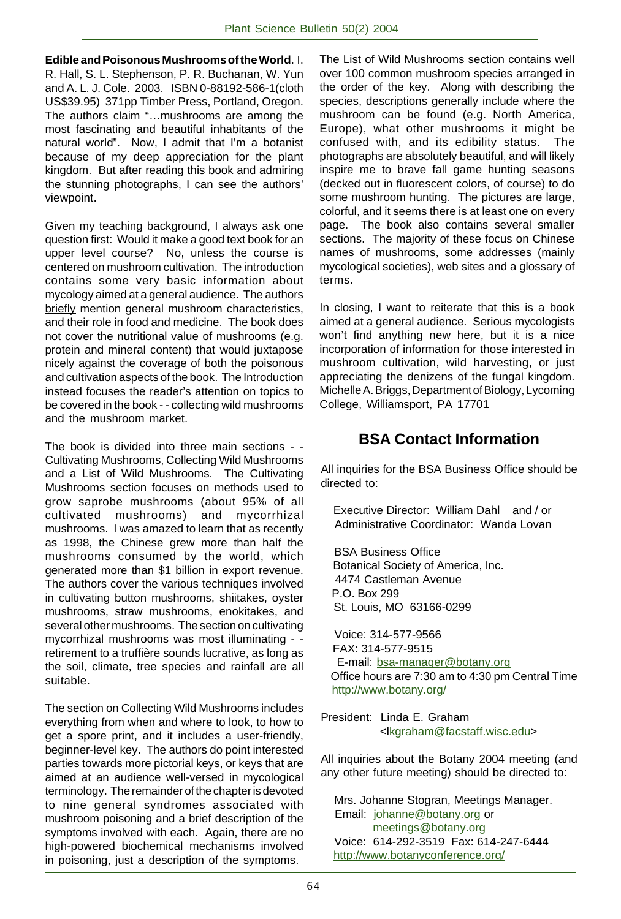**Edible and Poisonous Mushrooms of the World**. I. R. Hall, S. L. Stephenson, P. R. Buchanan, W. Yun and A. L. J. Cole. 2003. ISBN 0-88192-586-1(cloth US$39.95) 371pp Timber Press, Portland, Oregon. The authors claim "...mushrooms are among the most fascinating and beautiful inhabitants of the natural world". Now, I admit that I'm a botanist because of my deep appreciation for the plant kingdom. But after reading this book and admiring the stunning photographs, I can see the authors' viewpoint.

Given my teaching background, I always ask one question first: Would it make a good text book for an upper level course? No, unless the course is centered on mushroom cultivation. The introduction contains some very basic information about mycology aimed at a general audience. The authors briefly mention general mushroom characteristics, and their role in food and medicine. The book does not cover the nutritional value of mushrooms (e.g. protein and mineral content) that would juxtapose nicely against the coverage of both the poisonous and cultivation aspects of the book. The Introduction instead focuses the reader's attention on topics to be covered in the book - - collecting wild mushrooms and the mushroom market.

The book is divided into three main sections - - Cultivating Mushrooms, Collecting Wild Mushrooms and a List of Wild Mushrooms. The Cultivating Mushrooms section focuses on methods used to grow saprobe mushrooms (about 95% of all cultivated mushrooms) and mycorrhizal mushrooms. I was amazed to learn that as recently as 1998, the Chinese grew more than half the mushrooms consumed by the world, which generated more than $1 billion in export revenue. The authors cover the various techniques involved in cultivating button mushrooms, shiitakes, oyster mushrooms, straw mushrooms, enokitakes, and several other mushrooms. The section on cultivating mycorrhizal mushrooms was most illuminating - - retirement to a truffière sounds lucrative, as long as the soil, climate, tree species and rainfall are all suitable.

The section on Collecting Wild Mushrooms includes everything from when and where to look, to how to get a spore print, and it includes a user-friendly, beginner-level key. The authors do point interested parties towards more pictorial keys, or keys that are aimed at an audience well-versed in mycological terminology. The remainder of the chapter is devoted to nine general syndromes associated with mushroom poisoning and a brief description of the symptoms involved with each. Again, there are no high-powered biochemical mechanisms involved in poisoning, just a description of the symptoms.

The List of Wild Mushrooms section contains well over 100 common mushroom species arranged in the order of the key. Along with describing the species, descriptions generally include where the mushroom can be found (e.g. North America, Europe), what other mushrooms it might be confused with, and its edibility status. The photographs are absolutely beautiful, and will likely inspire me to brave fall game hunting seasons (decked out in fluorescent colors, of course) to do some mushroom hunting. The pictures are large, colorful, and it seems there is at least one on every page. The book also contains several smaller sections. The majority of these focus on Chinese names of mushrooms, some addresses (mainly mycological societies), web sites and a glossary of terms.

In closing, I want to reiterate that this is a book aimed at a general audience. Serious mycologists won't find anything new here, but it is a nice incorporation of information for those interested in mushroom cultivation, wild harvesting, or just appreciating the denizens of the fungal kingdom. Michelle A. Briggs, Department of Biology, Lycoming College, Williamsport, PA 17701

## BSA Contact Information

All inquiries for the BSA Business Office should be directed to:

Executive Director: William Dahl and / or
Administrative Coordinator: Wanda Lovan

BSA Business Office
Botanical Society of America, Inc.
4474 Castleman Avenue
P.O. Box 299
St. Louis, MO 63166-0299

Voice: 314-577-9566
FAX: 314-577-9515
E-mail: bsa-manager@botany.org
Office hours are 7:30 am to 4:30 pm Central Time
http://www.botany.org/

President: Linda E. Graham
<lkgraham@facstaff.wisc.edu>

All inquiries about the Botany 2004 meeting (and any other future meeting) should be directed to:

Mrs. Johanne Stogran, Meetings Manager.
Email: johanne@botany.org or
meetings@botany.org
Voice: 614-292-3519 Fax: 614-247-6444
http://www.botanyconference.org/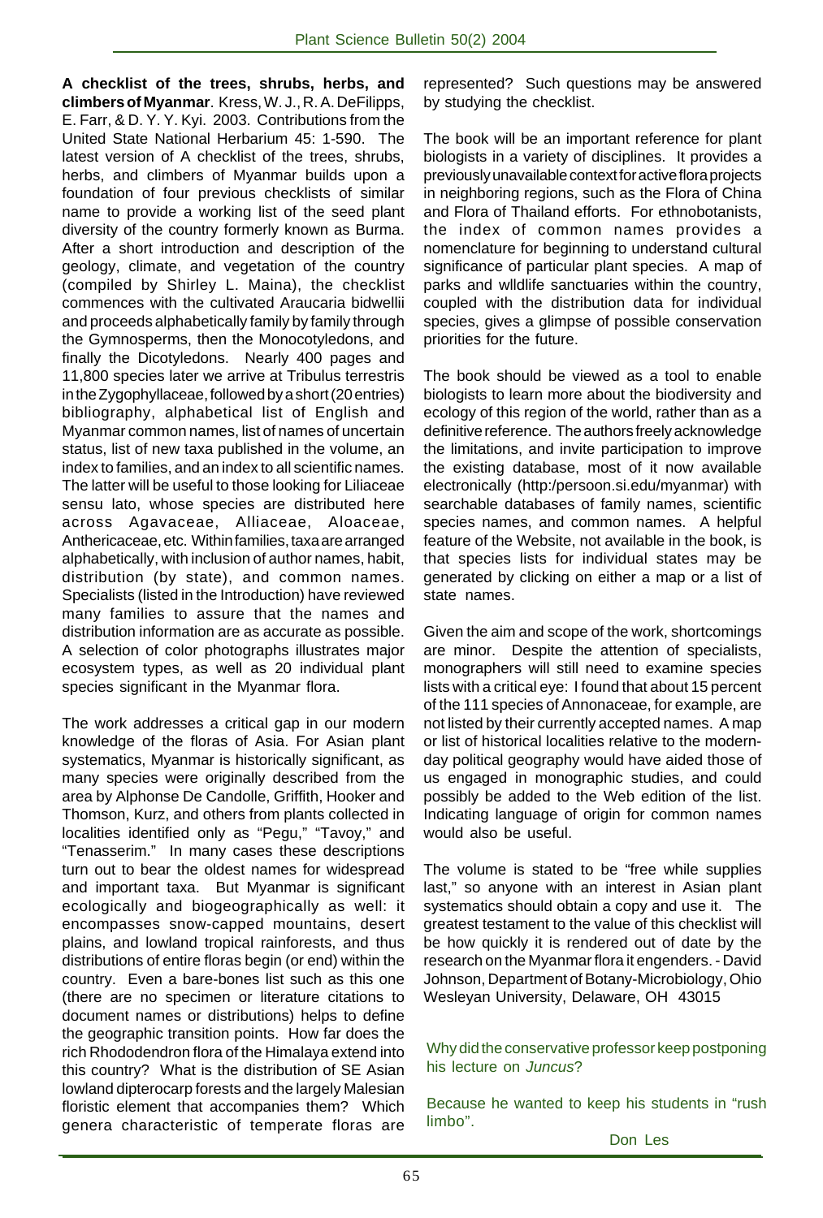**A checklist of the trees, shrubs, herbs, and climbers of Myanmar**. Kress, W. J., R. A. DeFilipps, E. Farr, & D. Y. Y. Kyi. 2003. Contributions from the United State National Herbarium 45: 1-590. The latest version of A checklist of the trees, shrubs, herbs, and climbers of Myanmar builds upon a foundation of four previous checklists of similar name to provide a working list of the seed plant diversity of the country formerly known as Burma. After a short introduction and description of the geology, climate, and vegetation of the country (compiled by Shirley L. Maina), the checklist commences with the cultivated Araucaria bidwellii and proceeds alphabetically family by family through the Gymnosperms, then the Monocotyledons, and finally the Dicotyledons. Nearly 400 pages and 11,800 species later we arrive at Tribulus terrestris in the Zygophyllaceae, followed by a short (20 entries) bibliography, alphabetical list of English and Myanmar common names, list of names of uncertain status, list of new taxa published in the volume, an index to families, and an index to all scientific names. The latter will be useful to those looking for Liliaceae sensu lato, whose species are distributed here across Agavaceae, Alliaceae, Aloaceae, Anthericaceae, etc. Within families, taxa are arranged alphabetically, with inclusion of author names, habit, distribution (by state), and common names. Specialists (listed in the Introduction) have reviewed many families to assure that the names and distribution information are as accurate as possible. A selection of color photographs illustrates major ecosystem types, as well as 20 individual plant species significant in the Myanmar flora.

The work addresses a critical gap in our modern knowledge of the floras of Asia. For Asian plant systematics, Myanmar is historically significant, as many species were originally described from the area by Alphonse De Candolle, Griffith, Hooker and Thomson, Kurz, and others from plants collected in localities identified only as "Pegu," "Tavoy," and "Tenasserim." In many cases these descriptions turn out to bear the oldest names for widespread and important taxa. But Myanmar is significant ecologically and biogeographically as well: it encompasses snow-capped mountains, desert plains, and lowland tropical rainforests, and thus distributions of entire floras begin (or end) within the country. Even a bare-bones list such as this one (there are no specimen or literature citations to document names or distributions) helps to define the geographic transition points. How far does the rich Rhododendron flora of the Himalaya extend into this country? What is the distribution of SE Asian lowland dipterocarp forests and the largely Malesian floristic element that accompanies them? Which genera characteristic of temperate floras are represented? Such questions may be answered by studying the checklist.

The book will be an important reference for plant biologists in a variety of disciplines. It provides a previously unavailable context for active flora projects in neighboring regions, such as the Flora of China and Flora of Thailand efforts. For ethnobotanists, the index of common names provides a nomenclature for beginning to understand cultural significance of particular plant species. A map of parks and wlldlife sanctuaries within the country, coupled with the distribution data for individual species, gives a glimpse of possible conservation priorities for the future.

The book should be viewed as a tool to enable biologists to learn more about the biodiversity and ecology of this region of the world, rather than as a definitive reference. The authors freely acknowledge the limitations, and invite participation to improve the existing database, most of it now available electronically (http:/persoon.si.edu/myanmar) with searchable databases of family names, scientific species names, and common names. A helpful feature of the Website, not available in the book, is that species lists for individual states may be generated by clicking on either a map or a list of state names.

Given the aim and scope of the work, shortcomings are minor. Despite the attention of specialists, monographers will still need to examine species lists with a critical eye: I found that about 15 percent of the 111 species of Annonaceae, for example, are not listed by their currently accepted names. A map or list of historical localities relative to the modern-day political geography would have aided those of us engaged in monographic studies, and could possibly be added to the Web edition of the list. Indicating language of origin for common names would also be useful.

The volume is stated to be "free while supplies last," so anyone with an interest in Asian plant systematics should obtain a copy and use it. The greatest testament to the value of this checklist will be how quickly it is rendered out of date by the research on the Myanmar flora it engenders. - David Johnson, Department of Botany-Microbiology, Ohio Wesleyan University, Delaware, OH 43015

Why did the conservative professor keep postponing his lecture on *Juncus*?

Because he wanted to keep his students in "rush limbo".

Don Les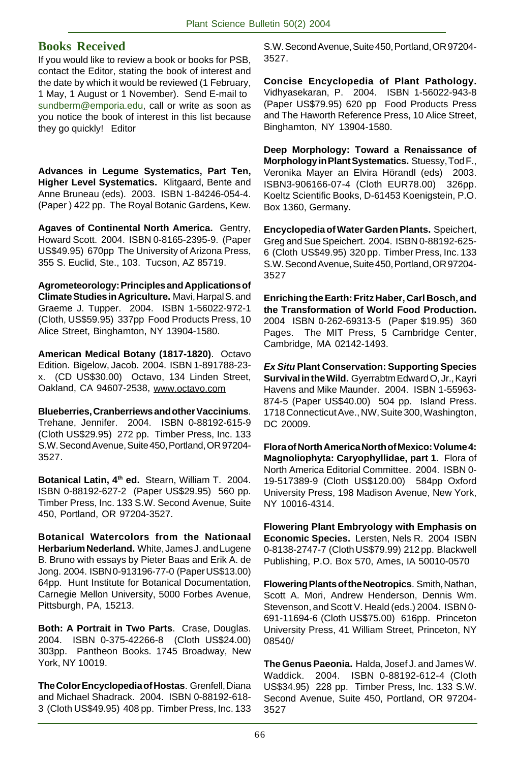## Books Received

If you would like to review a book or books for PSB, contact the Editor, stating the book of interest and the date by which it would be reviewed (1 February, 1 May, 1 August or 1 November). Send E-mail to sundberm@emporia.edu, call or write as soon as you notice the book of interest in this list because they go quickly! Editor

**Advances in Legume Systematics, Part Ten, Higher Level Systematics.** Klitgaard, Bente and Anne Bruneau (eds). 2003. ISBN 1-84246-054-4. (Paper ) 422 pp. The Royal Botanic Gardens, Kew.

**Agaves of Continental North America.** Gentry, Howard Scott. 2004. ISBN 0-8165-2395-9. (Paper US$49.95) 670pp The University of Arizona Press, 355 S. Euclid, Ste., 103. Tucson, AZ 85719.

**Agrometeorology: Principles and Applications of Climate Studies in Agriculture.** Mavi, Harpal S. and Graeme J. Tupper. 2004. ISBN 1-56022-972-1 (Cloth, US$59.95) 337pp Food Products Press, 10 Alice Street, Binghamton, NY 13904-1580.

**American Medical Botany (1817-1820)**. Octavo Edition. Bigelow, Jacob. 2004. ISBN 1-891788-23-x. (CD US$30.00) Octavo, 134 Linden Street, Oakland, CA 94607-2538, www.octavo.com

**Blueberries, Cranberriews and other Vacciniums**. Trehane, Jennifer. 2004. ISBN 0-88192-615-9 (Cloth US$29.95) 272 pp. Timber Press, Inc. 133 S.W. Second Avenue, Suite 450, Portland, OR 97204-3527.

**Botanical Latin, 4th ed.** Stearn, William T. 2004. ISBN 0-88192-627-2 (Paper US$29.95) 560 pp. Timber Press, Inc. 133 S.W. Second Avenue, Suite 450, Portland, OR 97204-3527.

**Botanical Watercolors from the Nationaal Herbarium Nederland.** White, James J. and Lugene B. Bruno with essays by Pieter Baas and Erik A. de Jong. 2004. ISBN 0-913196-77-0 (Paper US$13.00) 64pp. Hunt Institute for Botanical Documentation, Carnegie Mellon University, 5000 Forbes Avenue, Pittsburgh, PA, 15213.

**Both: A Portrait in Two Parts**. Crase, Douglas. 2004. ISBN 0-375-42266-8 (Cloth US$24.00) 303pp. Pantheon Books. 1745 Broadway, New York, NY 10019.

**The Color Encyclopedia of Hostas**. Grenfell, Diana and Michael Shadrack. 2004. ISBN 0-88192-618-3 (Cloth US$49.95) 408 pp. Timber Press, Inc. 133 S.W. Second Avenue, Suite 450, Portland, OR 97204-3527.

**Concise Encyclopedia of Plant Pathology.** Vidhyasekaran, P. 2004. ISBN 1-56022-943-8 (Paper US$79.95) 620 pp Food Products Press and The Haworth Reference Press, 10 Alice Street, Binghamton, NY 13904-1580.

**Deep Morphology: Toward a Renaissance of Morphology in Plant Systematics.** Stuessy, Tod F., Veronika Mayer an Elvira Hörandl (eds) 2003. ISBN3-906166-07-4 (Cloth EUR78.00) 326pp. Koeltz Scientific Books, D-61453 Koenigstein, P.O. Box 1360, Germany.

**Encyclopedia of Water Garden Plants.** Speichert, Greg and Sue Speichert. 2004. ISBN 0-88192-625-6 (Cloth US$49.95) 320 pp. Timber Press, Inc. 133 S.W. Second Avenue, Suite 450, Portland, OR 97204-3527

**Enriching the Earth: Fritz Haber, Carl Bosch, and the Transformation of World Food Production.** 2004 ISBN 0-262-69313-5 (Paper $19.95) 360 Pages. The MIT Press, 5 Cambridge Center, Cambridge, MA 02142-1493.

***Ex Situ* Plant Conservation: Supporting Species Survival in the Wild.** Gyerrabtm Edward O, Jr., Kayri Havens and Mike Maunder. 2004. ISBN 1-55963-874-5 (Paper US$40.00) 504 pp. Island Press. 1718 Connecticut Ave., NW, Suite 300, Washington, DC 20009.

**Flora of North America North of Mexico: Volume 4: Magnoliophyta: Caryophyllidae, part 1.** Flora of North America Editorial Committee. 2004. ISBN 0-19-517389-9 (Cloth US$120.00) 584pp Oxford University Press, 198 Madison Avenue, New York, NY 10016-4314.

**Flowering Plant Embryology with Emphasis on Economic Species.** Lersten, Nels R. 2004 ISBN 0-8138-2747-7 (Cloth US$79.99) 212 pp. Blackwell Publishing, P.O. Box 570, Ames, IA 50010-0570

**Flowering Plants of the Neotropics**. Smith, Nathan, Scott A. Mori, Andrew Henderson, Dennis Wm. Stevenson, and Scott V. Heald (eds.) 2004. ISBN 0-691-11694-6 (Cloth US$75.00) 616pp. Princeton University Press, 41 William Street, Princeton, NY 08540/

**The Genus Paeonia.** Halda, Josef J. and James W. Waddick. 2004. ISBN 0-88192-612-4 (Cloth US$34.95) 228 pp. Timber Press, Inc. 133 S.W. Second Avenue, Suite 450, Portland, OR 97204-3527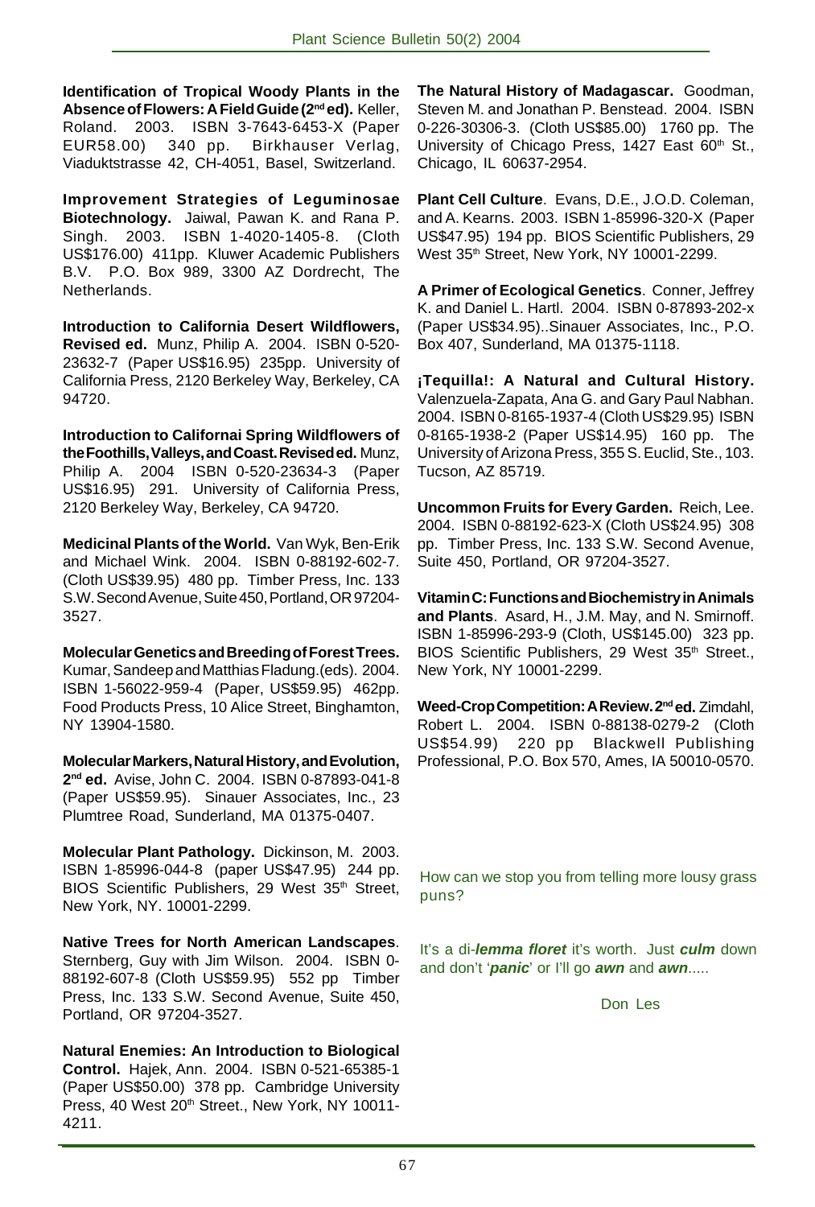**Identification of Tropical Woody Plants in the Absence of Flowers: A Field Guide (2nd ed).** Keller, Roland. 2003. ISBN 3-7643-6453-X (Paper EUR58.00) 340 pp. Birkhauser Verlag, Viaduktstrasse 42, CH-4051, Basel, Switzerland.

**Improvement Strategies of Leguminosae Biotechnology.** Jaiwal, Pawan K. and Rana P. Singh. 2003. ISBN 1-4020-1405-8. (Cloth US$176.00) 411pp. Kluwer Academic Publishers B.V. P.O. Box 989, 3300 AZ Dordrecht, The Netherlands.

**Introduction to California Desert Wildflowers, Revised ed.** Munz, Philip A. 2004. ISBN 0-520-23632-7 (Paper US$16.95) 235pp. University of California Press, 2120 Berkeley Way, Berkeley, CA 94720.

**Introduction to Californai Spring Wildflowers of the Foothills, Valleys, and Coast. Revised ed.** Munz, Philip A. 2004 ISBN 0-520-23634-3 (Paper US$16.95) 291. University of California Press, 2120 Berkeley Way, Berkeley, CA 94720.

**Medicinal Plants of the World.** Van Wyk, Ben-Erik and Michael Wink. 2004. ISBN 0-88192-602-7. (Cloth US$39.95) 480 pp. Timber Press, Inc. 133 S.W. Second Avenue, Suite 450, Portland, OR 97204-3527.

**Molecular Genetics and Breeding of Forest Trees.** Kumar, Sandeep and Matthias Fladung.(eds). 2004. ISBN 1-56022-959-4 (Paper, US$59.95) 462pp. Food Products Press, 10 Alice Street, Binghamton, NY 13904-1580.

**Molecular Markers, Natural History, and Evolution, 2nd ed.** Avise, John C. 2004. ISBN 0-87893-041-8 (Paper US$59.95). Sinauer Associates, Inc., 23 Plumtree Road, Sunderland, MA 01375-0407.

**Molecular Plant Pathology.** Dickinson, M. 2003. ISBN 1-85996-044-8 (paper US$47.95) 244 pp. BIOS Scientific Publishers, 29 West 35th Street, New York, NY. 10001-2299.

**Native Trees for North American Landscapes**. Sternberg, Guy with Jim Wilson. 2004. ISBN 0-88192-607-8 (Cloth US$59.95) 552 pp Timber Press, Inc. 133 S.W. Second Avenue, Suite 450, Portland, OR 97204-3527.

**Natural Enemies: An Introduction to Biological Control.** Hajek, Ann. 2004. ISBN 0-521-65385-1 (Paper US$50.00) 378 pp. Cambridge University Press, 40 West 20th Street., New York, NY 10011-4211.

**The Natural History of Madagascar.** Goodman, Steven M. and Jonathan P. Benstead. 2004. ISBN 0-226-30306-3. (Cloth US$85.00) 1760 pp. The University of Chicago Press, 1427 East 60th St., Chicago, IL 60637-2954.

**Plant Cell Culture**. Evans, D.E., J.O.D. Coleman, and A. Kearns. 2003. ISBN 1-85996-320-X (Paper US$47.95) 194 pp. BIOS Scientific Publishers, 29 West 35th Street, New York, NY 10001-2299.

**A Primer of Ecological Genetics**. Conner, Jeffrey K. and Daniel L. Hartl. 2004. ISBN 0-87893-202-x (Paper US$34.95)..Sinauer Associates, Inc., P.O. Box 407, Sunderland, MA 01375-1118.

**¡Tequilla!: A Natural and Cultural History.** Valenzuela-Zapata, Ana G. and Gary Paul Nabhan. 2004. ISBN 0-8165-1937-4 (Cloth US$29.95) ISBN 0-8165-1938-2 (Paper US$14.95) 160 pp. The University of Arizona Press, 355 S. Euclid, Ste., 103. Tucson, AZ 85719.

**Uncommon Fruits for Every Garden.** Reich, Lee. 2004. ISBN 0-88192-623-X (Cloth US$24.95) 308 pp. Timber Press, Inc. 133 S.W. Second Avenue, Suite 450, Portland, OR 97204-3527.

**Vitamin C: Functions and Biochemistry in Animals and Plants**. Asard, H., J.M. May, and N. Smirnoff. ISBN 1-85996-293-9 (Cloth, US$145.00) 323 pp. BIOS Scientific Publishers, 29 West 35th Street., New York, NY 10001-2299.

**Weed-Crop Competition: A Review. 2nd ed.** Zimdahl, Robert L. 2004. ISBN 0-88138-0279-2 (Cloth US$54.99) 220 pp Blackwell Publishing Professional, P.O. Box 570, Ames, IA 50010-0570.

How can we stop you from telling more lousy grass puns?

It's a di-***lemma floret*** it's worth. Just ***culm*** down and don't '***panic***' or I'll go ***awn*** and ***awn***.....

Don Les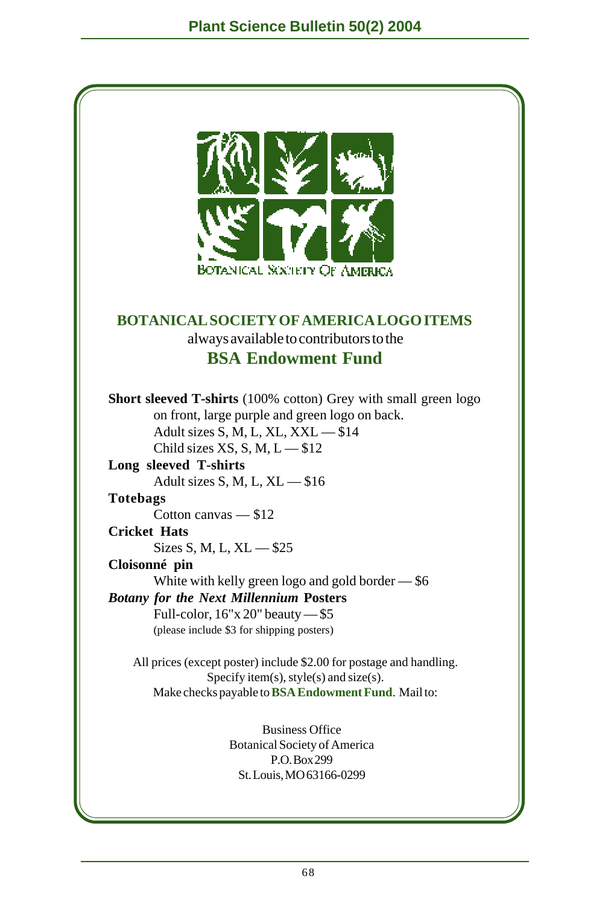BOTANICAL SOCIETY OF AMERICA

## BOTANICAL SOCIETY OF AMERICA LOGO ITEMS

always available to contributors to the

## BSA Endowment Fund

**Short sleeved T-shirts** (100% cotton) Grey with small green logo on front, large purple and green logo on back.

Adult sizes S, M, L, XL, XXL — $14

Child sizes XS, S, M, L — $12

**Long sleeved T-shirts**

Adult sizes S, M, L, XL — $16

**Totebags**

Cotton canvas — $12

**Cricket Hats**

Sizes S, M, L, XL — $25

**Cloisonné pin**

White with kelly green logo and gold border — $6

***Botany for the Next Millennium* Posters**

Full-color, 16"x 20" beauty — $5

(please include $3 for shipping posters)

All prices (except poster) include $2.00 for postage and handling.
Specify item(s), style(s) and size(s).
Make checks payable to **BSA Endowment Fund**. Mail to:

Business Office
Botanical Society of America
P.O. Box 299
St. Louis, MO 63166-0299